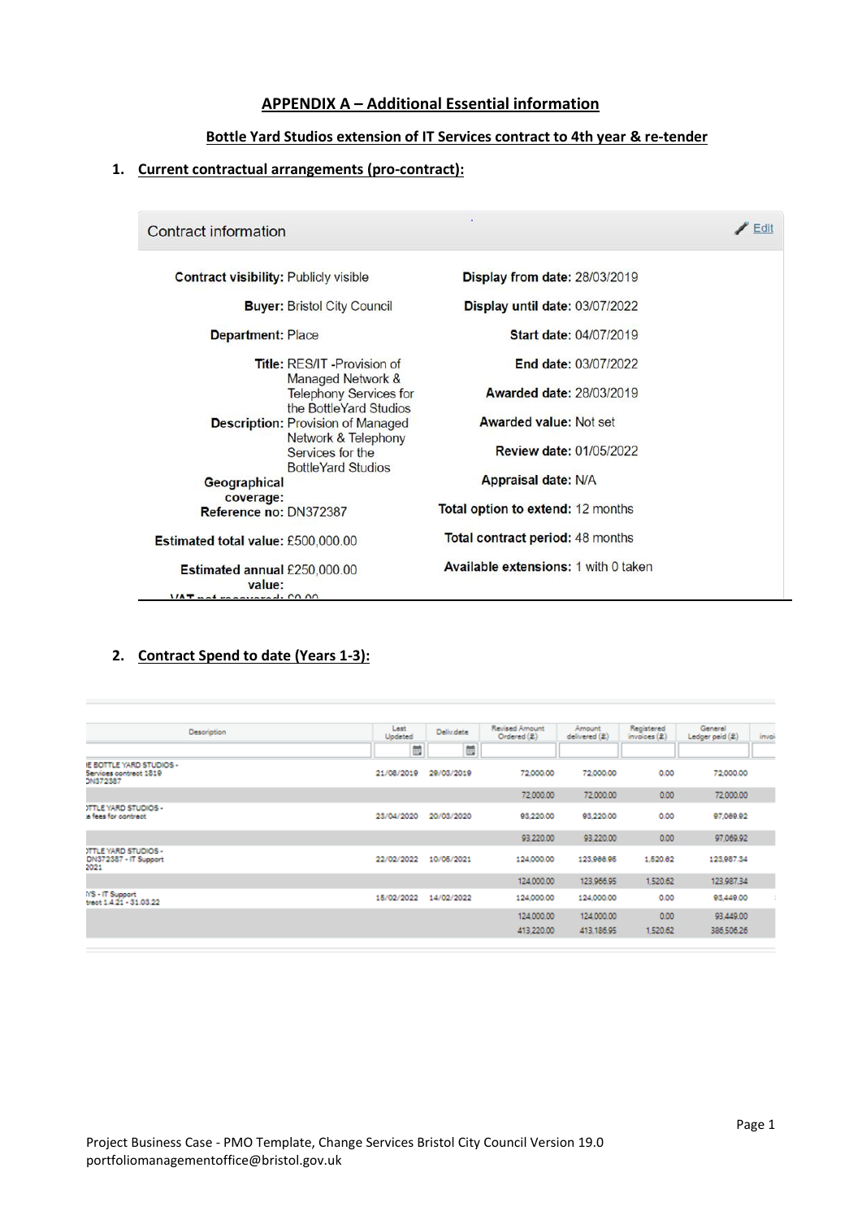## APPENDIX A – Additional Essential information

### Bottle Yard Studios extension of IT Services contract to 4th year & re-tender

### 1. Current contractual arrangements (pro-contract):

**Contract information**

| | | | |
|---|---|---|---|
| **Contract visibility:** | Publicly visible | **Display from date:** | 28/03/2019 |
| **Buyer:** | Bristol City Council | **Display until date:** | 03/07/2022 |
| **Department:** | Place | **Start date:** | 04/07/2019 |
| **Title:** | RES/IT -Provision of Managed Network & Telephony Services for the BottleYard Studios | **End date:** | 03/07/2022 |
| | | **Awarded date:** | 28/03/2019 |
| **Description:** | Provision of Managed Network & Telephony Services for the BottleYard Studios | **Awarded value:** | Not set |
| | | **Review date:** | 01/05/2022 |
| **Geographical coverage:** | | **Appraisal date:** | N/A |
| **Reference no:** | DN372387 | **Total option to extend:** | 12 months |
| **Estimated total value:** | £500,000.00 | **Total contract period:** | 48 months |
| **Estimated annual value:** | £250,000.00 | **Available extensions:** | 1 with 0 taken |
| **VAT not recovered:** | £0.00 | | |

### 2. Contract Spend to date (Years 1-3):

| Description | Last Updated | Deliv.date | Revised Amount Ordered (£) | Amount delivered (£) | Registered invoices (£) | General Ledger paid (£) |
|---|---|---|---|---|---|---|
| IE BOTTLE YARD STUDIOS - Services contract 1819 DN372387 | 21/08/2019 | 29/03/2019 | 72,000.00 | 72,000.00 | 0.00 | 72,000.00 |
| | | | 72,000.00 | 72,000.00 | 0.00 | 72,000.00 |
| TTLE YARD STUDIOS - e fees for contract | 23/04/2020 | 20/03/2020 | 93,220.00 | 93,220.00 | 0.00 | 97,069.92 |
| | | | 93,220.00 | 93,220.00 | 0.00 | 97,069.92 |
| TTLE YARD STUDIOS - DN372387 - IT Support 2021 | 22/02/2022 | 10/06/2021 | 124,000.00 | 123,966.95 | 1,520.62 | 123,987.34 |
| | | | 124,000.00 | 123,966.95 | 1,520.62 | 123,987.34 |
| YS - IT Support tract 1.4.21 - 31.03.22 | 15/02/2022 | 14/02/2022 | 124,000.00 | 124,000.00 | 0.00 | 93,449.00 |
| | | | 124,000.00 | 124,000.00 | 0.00 | 93,449.00 |
| | | | 413,220.00 | 413,186.95 | 1,520.62 | 386,506.26 |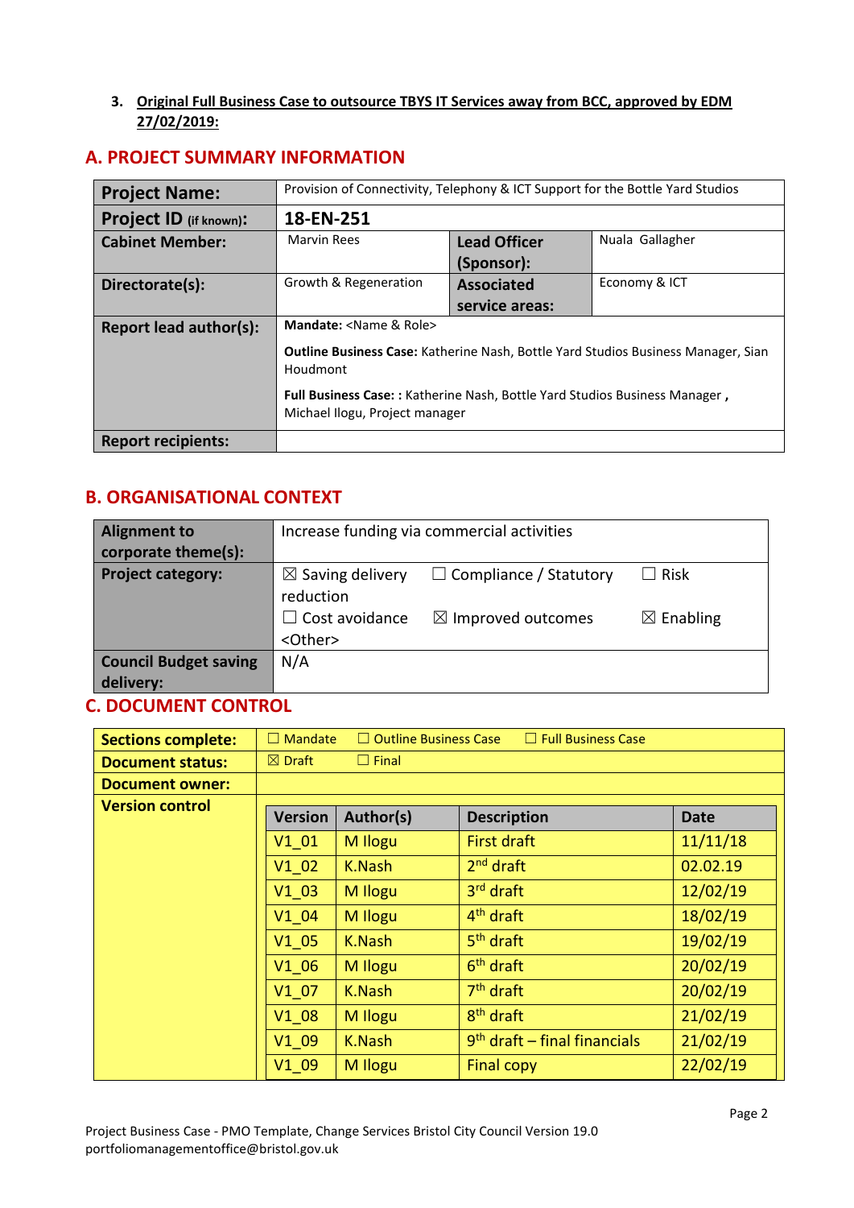3. **Original Full Business Case to outsource TBYS IT Services away from BCC, approved by EDM 27/02/2019:**

## A. PROJECT SUMMARY INFORMATION

| **Project Name:** | Provision of Connectivity, Telephony & ICT Support for the Bottle Yard Studios | | |
|---|---|---|---|
| **Project ID (if known):** | **18-EN-251** | | |
| **Cabinet Member:** | Marvin Rees | **Lead Officer (Sponsor):** | Nuala Gallagher |
| **Directorate(s):** | Growth & Regeneration | **Associated service areas:** | Economy & ICT |
| **Report lead author(s):** | **Mandate:** <Name & Role><br>**Outline Business Case:** Katherine Nash, Bottle Yard Studios Business Manager, Sian Houdmont<br>**Full Business Case: :** Katherine Nash, Bottle Yard Studios Business Manager **,** Michael Ilogu, Project manager | | |
| **Report recipients:** | | | |

## B. ORGANISATIONAL CONTEXT

| **Alignment to corporate theme(s):** | Increase funding via commercial activities |
|---|---|
| **Project category:** | ☒ Saving delivery reduction ☐ Compliance / Statutory ☐ Risk<br>☐ Cost avoidance ☒ Improved outcomes ☒ Enabling<br><Other> |
| **Council Budget saving delivery:** | N/A |

## C. DOCUMENT CONTROL

| **Sections complete:** | ☐ Mandate ☐ Outline Business Case ☐ Full Business Case |
|---|---|
| **Document status:** | ☒ Draft ☐ Final |
| **Document owner:** | |
| **Version control** | |

| Version | Author(s) | Description | Date |
|---|---|---|---|
| V1_01 | M Ilogu | First draft | 11/11/18 |
| V1_02 | K.Nash | 2nd draft | 02.02.19 |
| V1_03 | M Ilogu | 3rd draft | 12/02/19 |
| V1_04 | M Ilogu | 4th draft | 18/02/19 |
| V1_05 | K.Nash | 5th draft | 19/02/19 |
| V1_06 | M Ilogu | 6th draft | 20/02/19 |
| V1_07 | K.Nash | 7th draft | 20/02/19 |
| V1_08 | M Ilogu | 8th draft | 21/02/19 |
| V1_09 | K.Nash | 9th draft – final financials | 21/02/19 |
| V1_09 | M Ilogu | Final copy | 22/02/19 |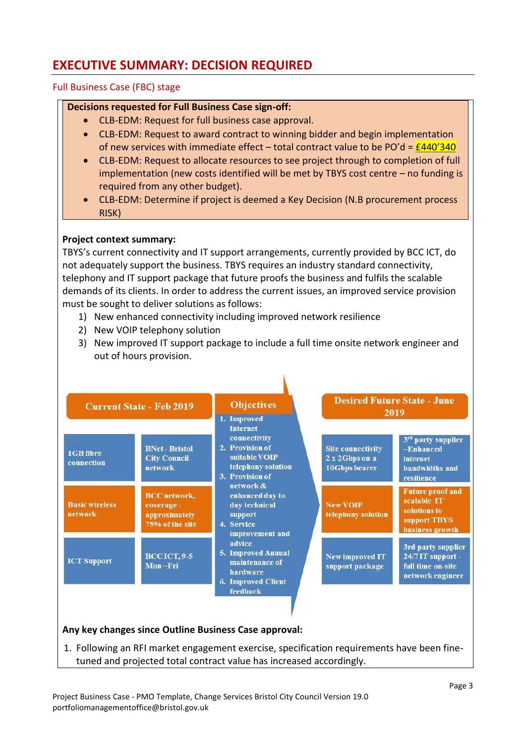# EXECUTIVE SUMMARY: DECISION REQUIRED

## Full Business Case (FBC) stage

**Decisions requested for Full Business Case sign-off:**

- CLB-EDM: Request for full business case approval.
- CLB-EDM: Request to award contract to winning bidder and begin implementation of new services with immediate effect – total contract value to be PO'd = £440'340
- CLB-EDM: Request to allocate resources to see project through to completion of full implementation (new costs identified will be met by TBYS cost centre – no funding is required from any other budget).
- CLB-EDM: Determine if project is deemed a Key Decision (N.B procurement process RISK)

**Project context summary:**

TBYS's current connectivity and IT support arrangements, currently provided by BCC ICT, do not adequately support the business. TBYS requires an industry standard connectivity, telephony and IT support package that future proofs the business and fulfils the scalable demands of its clients. In order to address the current issues, an improved service provision must be sought to deliver solutions as follows:

1) New enhanced connectivity including improved network resilience
2) New VOIP telephony solution
3) New improved IT support package to include a full time onsite network engineer and out of hours provision.

| Current State - Feb 2019 | | Desired Future State - June 2019 | |
|---|---|---|---|
| 1GB fibre connection | BNet - Bristol City Council network | Site connectivity 2 x 2Gbps on a 10Gbps bearer | 3rd party supplier –Enhanced internet bandwidths and resilience |
| Basic wireless network | BCC network, coverage - approximately 75% of the site | New VOIP telephony solution | Future proof and scalable IT solutions to support TBYS business growth |
| ICT Support | BCC ICT, 9-5 Mon –Fri | New improved IT support package | 3rd party supplier 24/7 IT support - full time on-site network engineer |

**Objectives**

1. Improved Internet connectivity
2. Provision of suitable VOIP telephony solution
3. Provision of network & enhanced day to day technical support
4. Service improvement and advice
5. Improved Annual maintenance of hardware
6. Improved Client feedback

**Any key changes since Outline Business Case approval:**

1. Following an RFI market engagement exercise, specification requirements have been fine-tuned and projected total contract value has increased accordingly.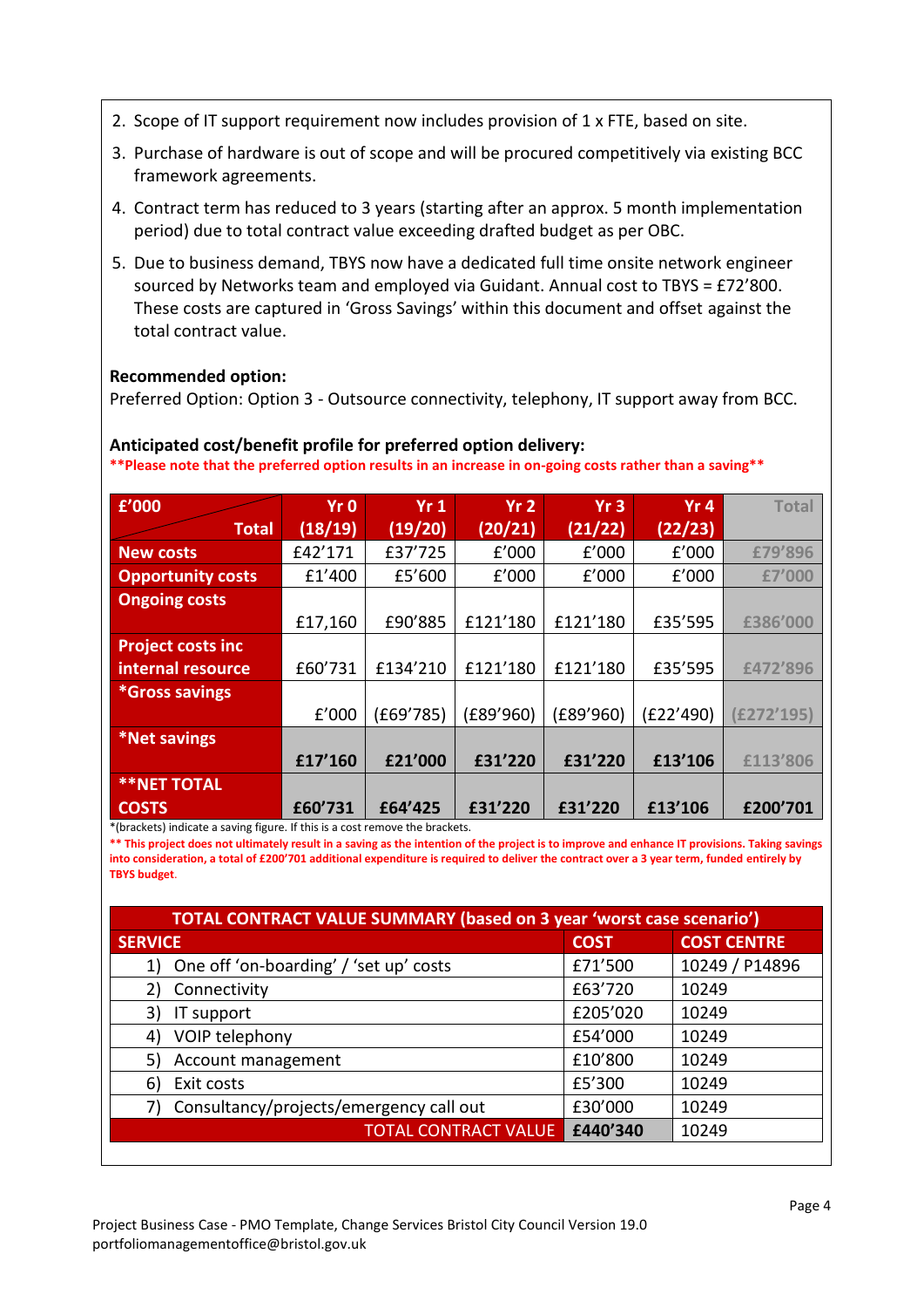2. Scope of IT support requirement now includes provision of 1 x FTE, based on site.
3. Purchase of hardware is out of scope and will be procured competitively via existing BCC framework agreements.
4. Contract term has reduced to 3 years (starting after an approx. 5 month implementation period) due to total contract value exceeding drafted budget as per OBC.
5. Due to business demand, TBYS now have a dedicated full time onsite network engineer sourced by Networks team and employed via Guidant. Annual cost to TBYS = £72'800. These costs are captured in 'Gross Savings' within this document and offset against the total contract value.

**Recommended option:**
Preferred Option: Option 3 - Outsource connectivity, telephony, IT support away from BCC.

**Anticipated cost/benefit profile for preferred option delivery:**
****Please note that the preferred option results in an increase in on-going costs rather than a saving****

| £'000 / Total | Yr 0 (18/19) | Yr 1 (19/20) | Yr 2 (20/21) | Yr 3 (21/22) | Yr 4 (22/23) | Total |
|---|---|---|---|---|---|---|
| **New costs** | £42'171 | £37'725 | £'000 | £'000 | £'000 | £79'896 |
| **Opportunity costs** | £1'400 | £5'600 | £'000 | £'000 | £'000 | £7'000 |
| **Ongoing costs** | £17,160 | £90'885 | £121'180 | £121'180 | £35'595 | £386'000 |
| **Project costs inc internal resource** | £60'731 | £134'210 | £121'180 | £121'180 | £35'595 | £472'896 |
| ***Gross savings** | £'000 | (£69'785) | (£89'960) | (£89'960) | (£22'490) | (£272'195) |
| ***Net savings** | **£17'160** | **£21'000** | **£31'220** | **£31'220** | **£13'106** | £113'806 |
| ****NET TOTAL COSTS** | **£60'731** | **£64'425** | **£31'220** | **£31'220** | **£13'106** | **£200'701** |

*(brackets) indicate a saving figure. If this is a cost remove the brackets.

**** This project does not ultimately result in a saving as the intention of the project is to improve and enhance IT provisions. Taking savings into consideration, a total of £200'701 additional expenditure is required to deliver the contract over a 3 year term, funded entirely by TBYS budget.**

| TOTAL CONTRACT VALUE SUMMARY (based on 3 year 'worst case scenario') | | |
|---|---|---|
| **SERVICE** | **COST** | **COST CENTRE** |
| 1) One off 'on-boarding' / 'set up' costs | £71'500 | 10249 / P14896 |
| 2) Connectivity | £63'720 | 10249 |
| 3) IT support | £205'020 | 10249 |
| 4) VOIP telephony | £54'000 | 10249 |
| 5) Account management | £10'800 | 10249 |
| 6) Exit costs | £5'300 | 10249 |
| 7) Consultancy/projects/emergency call out | £30'000 | 10249 |
| TOTAL CONTRACT VALUE | **£440'340** | 10249 |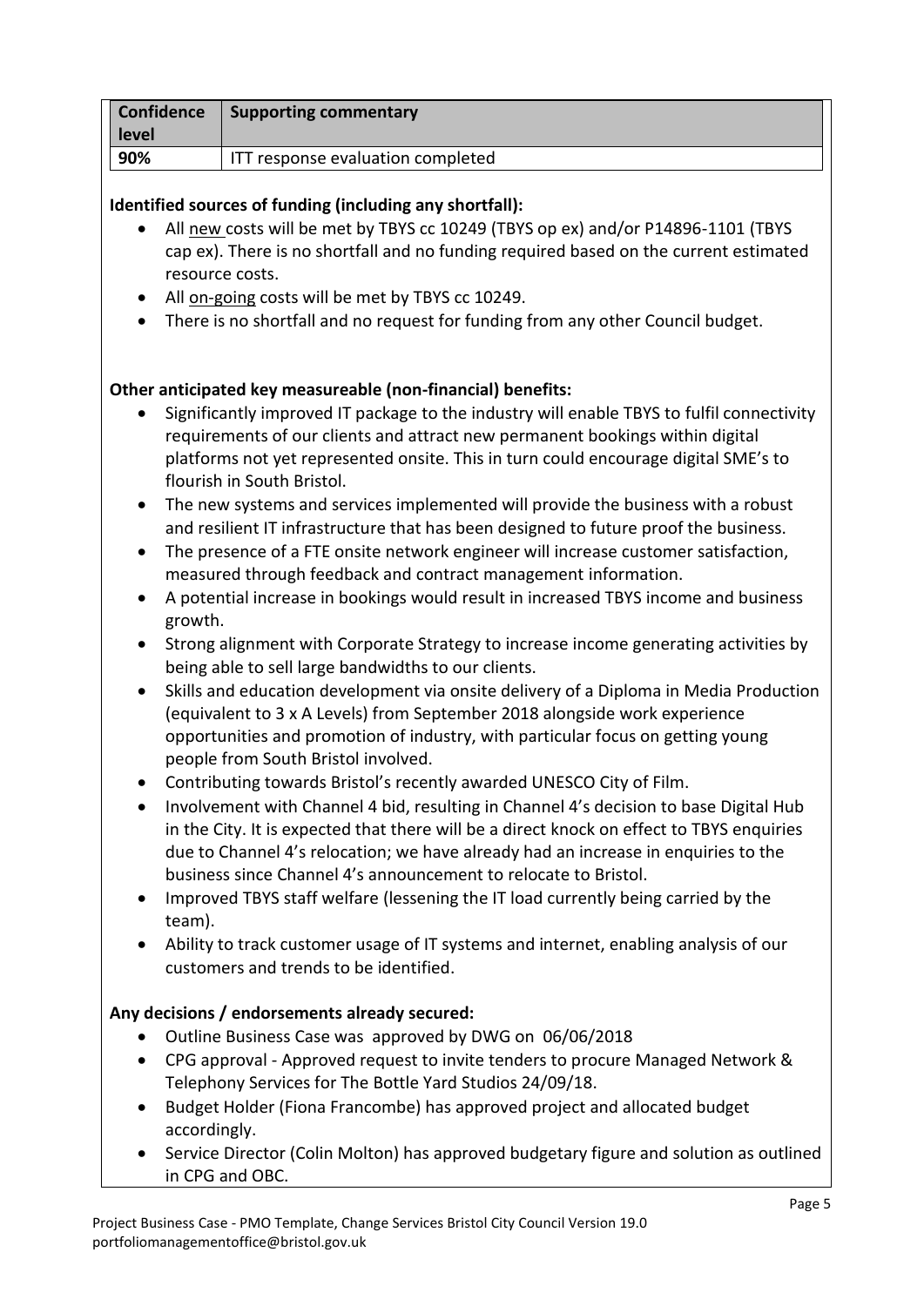| Confidence level | Supporting commentary |
| --- | --- |
| 90% | ITT response evaluation completed |

**Identified sources of funding (including any shortfall):**

- All new costs will be met by TBYS cc 10249 (TBYS op ex) and/or P14896-1101 (TBYS cap ex). There is no shortfall and no funding required based on the current estimated resource costs.
- All on-going costs will be met by TBYS cc 10249.
- There is no shortfall and no request for funding from any other Council budget.

**Other anticipated key measureable (non-financial) benefits:**

- Significantly improved IT package to the industry will enable TBYS to fulfil connectivity requirements of our clients and attract new permanent bookings within digital platforms not yet represented onsite. This in turn could encourage digital SME's to flourish in South Bristol.
- The new systems and services implemented will provide the business with a robust and resilient IT infrastructure that has been designed to future proof the business.
- The presence of a FTE onsite network engineer will increase customer satisfaction, measured through feedback and contract management information.
- A potential increase in bookings would result in increased TBYS income and business growth.
- Strong alignment with Corporate Strategy to increase income generating activities by being able to sell large bandwidths to our clients.
- Skills and education development via onsite delivery of a Diploma in Media Production (equivalent to 3 x A Levels) from September 2018 alongside work experience opportunities and promotion of industry, with particular focus on getting young people from South Bristol involved.
- Contributing towards Bristol's recently awarded UNESCO City of Film.
- Involvement with Channel 4 bid, resulting in Channel 4's decision to base Digital Hub in the City. It is expected that there will be a direct knock on effect to TBYS enquiries due to Channel 4's relocation; we have already had an increase in enquiries to the business since Channel 4's announcement to relocate to Bristol.
- Improved TBYS staff welfare (lessening the IT load currently being carried by the team).
- Ability to track customer usage of IT systems and internet, enabling analysis of our customers and trends to be identified.

**Any decisions / endorsements already secured:**

- Outline Business Case was approved by DWG on 06/06/2018
- CPG approval - Approved request to invite tenders to procure Managed Network & Telephony Services for The Bottle Yard Studios 24/09/18.
- Budget Holder (Fiona Francombe) has approved project and allocated budget accordingly.
- Service Director (Colin Molton) has approved budgetary figure and solution as outlined in CPG and OBC.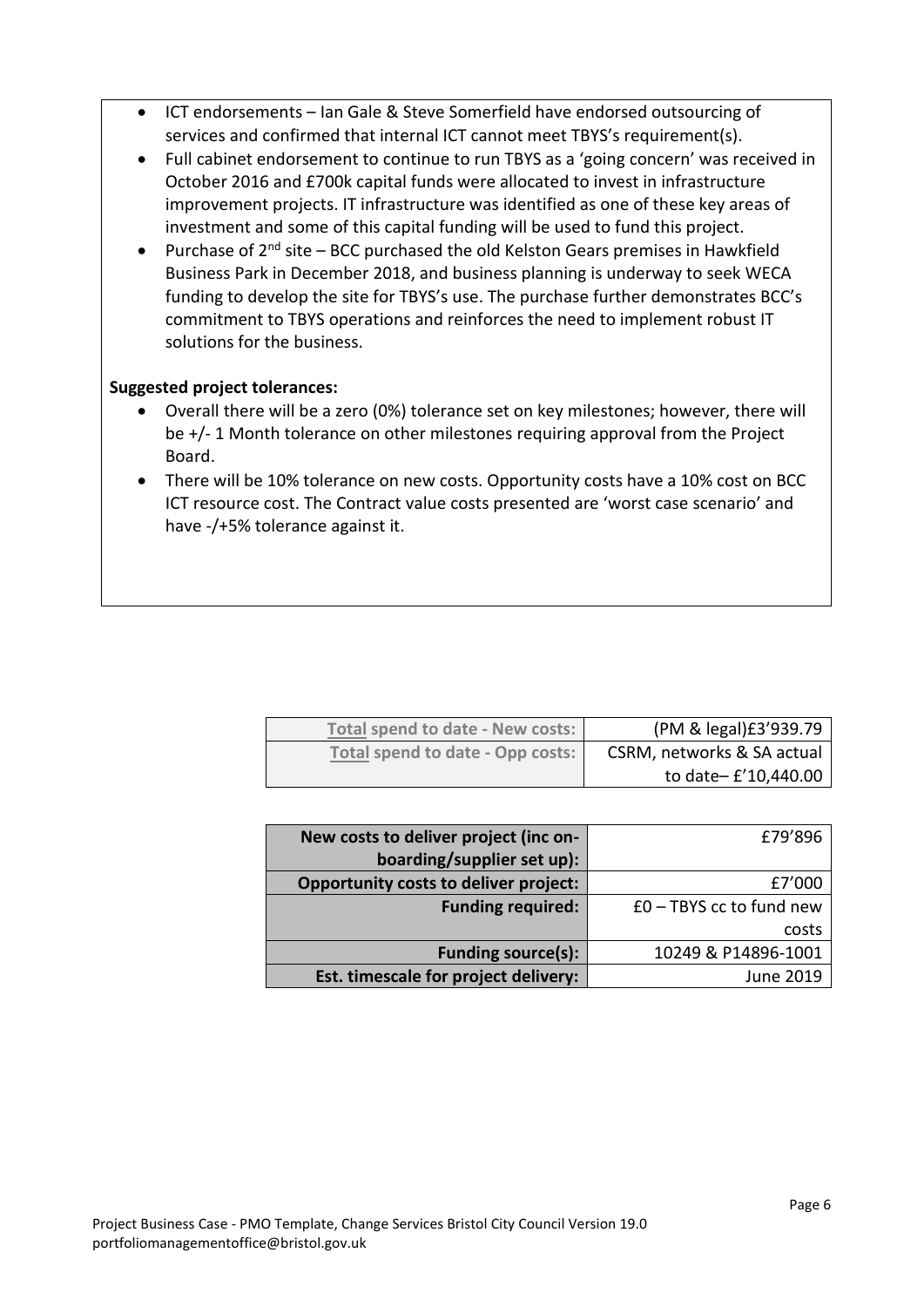- ICT endorsements – Ian Gale & Steve Somerfield have endorsed outsourcing of services and confirmed that internal ICT cannot meet TBYS's requirement(s).
- Full cabinet endorsement to continue to run TBYS as a 'going concern' was received in October 2016 and £700k capital funds were allocated to invest in infrastructure improvement projects. IT infrastructure was identified as one of these key areas of investment and some of this capital funding will be used to fund this project.
- Purchase of 2nd site – BCC purchased the old Kelston Gears premises in Hawkfield Business Park in December 2018, and business planning is underway to seek WECA funding to develop the site for TBYS's use. The purchase further demonstrates BCC's commitment to TBYS operations and reinforces the need to implement robust IT solutions for the business.

**Suggested project tolerances:**

- Overall there will be a zero (0%) tolerance set on key milestones; however, there will be +/- 1 Month tolerance on other milestones requiring approval from the Project Board.
- There will be 10% tolerance on new costs. Opportunity costs have a 10% cost on BCC ICT resource cost. The Contract value costs presented are 'worst case scenario' and have -/+5% tolerance against it.

| | |
|---|---|
| Total spend to date - New costs: | (PM & legal)£3'939.79 |
| Total spend to date - Opp costs: | CSRM, networks & SA actual to date– £'10,440.00 |

| | |
|---|---|
| **New costs to deliver project (inc on-boarding/supplier set up):** | £79'896 |
| **Opportunity costs to deliver project:** | £7'000 |
| **Funding required:** | £0 – TBYS cc to fund new costs |
| **Funding source(s):** | 10249 & P14896-1001 |
| **Est. timescale for project delivery:** | June 2019 |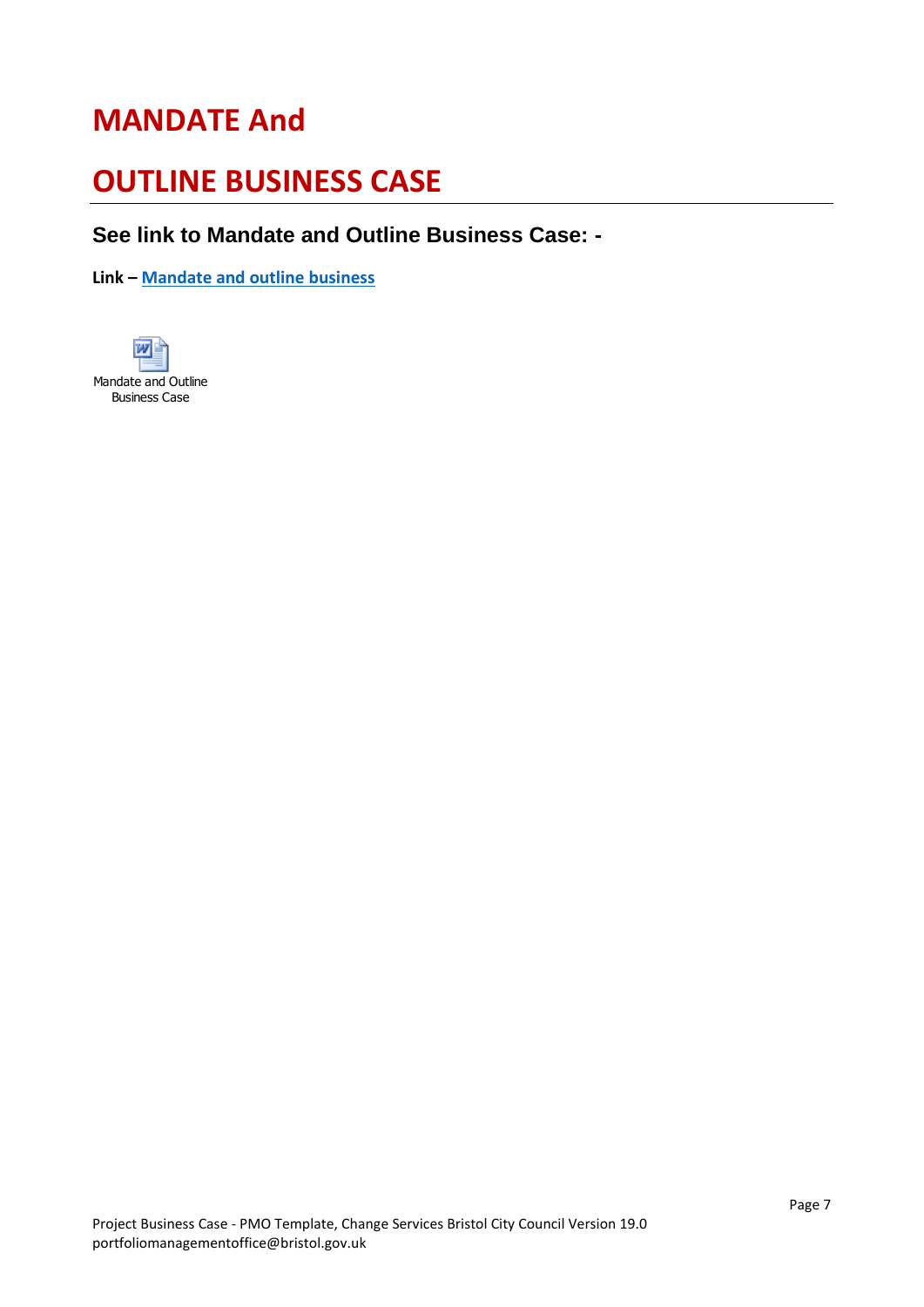# MANDATE And

# OUTLINE BUSINESS CASE

## See link to Mandate and Outline Business Case: -

**Link – Mandate and outline business**

Mandate and Outline Business Case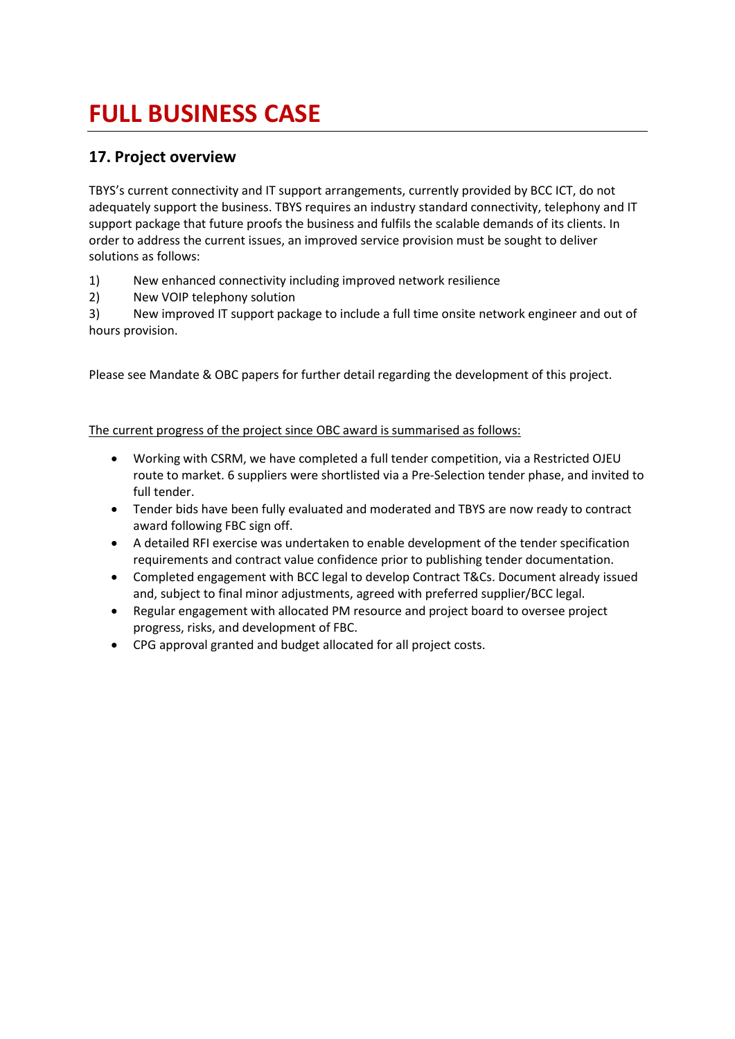# FULL BUSINESS CASE

## 17. Project overview

TBYS's current connectivity and IT support arrangements, currently provided by BCC ICT, do not adequately support the business. TBYS requires an industry standard connectivity, telephony and IT support package that future proofs the business and fulfils the scalable demands of its clients. In order to address the current issues, an improved service provision must be sought to deliver solutions as follows:

1) New enhanced connectivity including improved network resilience
2) New VOIP telephony solution
3) New improved IT support package to include a full time onsite network engineer and out of hours provision.

Please see Mandate & OBC papers for further detail regarding the development of this project.

<u>The current progress of the project since OBC award is summarised as follows:</u>

- Working with CSRM, we have completed a full tender competition, via a Restricted OJEU route to market. 6 suppliers were shortlisted via a Pre-Selection tender phase, and invited to full tender.
- Tender bids have been fully evaluated and moderated and TBYS are now ready to contract award following FBC sign off.
- A detailed RFI exercise was undertaken to enable development of the tender specification requirements and contract value confidence prior to publishing tender documentation.
- Completed engagement with BCC legal to develop Contract T&Cs. Document already issued and, subject to final minor adjustments, agreed with preferred supplier/BCC legal.
- Regular engagement with allocated PM resource and project board to oversee project progress, risks, and development of FBC.
- CPG approval granted and budget allocated for all project costs.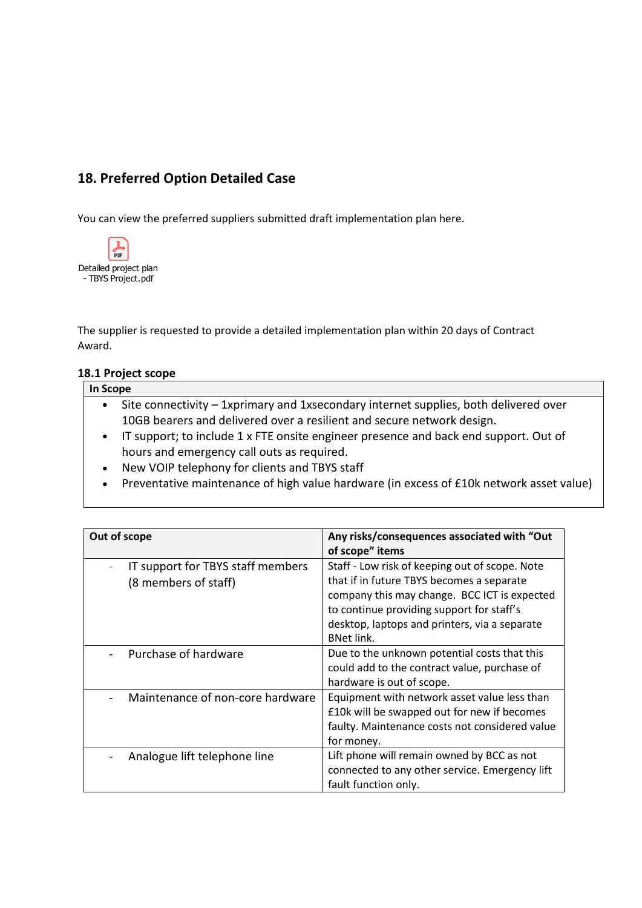## 18. Preferred Option Detailed Case

You can view the preferred suppliers submitted draft implementation plan here.

Detailed project plan - TBYS Project.pdf

The supplier is requested to provide a detailed implementation plan within 20 days of Contract Award.

### 18.1 Project scope

| In Scope |
|---|
| • Site connectivity – 1xprimary and 1xsecondary internet supplies, both delivered over 10GB bearers and delivered over a resilient and secure network design.<br>• IT support; to include 1 x FTE onsite engineer presence and back end support. Out of hours and emergency call outs as required.<br>• New VOIP telephony for clients and TBYS staff<br>• Preventative maintenance of high value hardware (in excess of £10k network asset value) |

| Out of scope | Any risks/consequences associated with "Out of scope" items |
|---|---|
| - IT support for TBYS staff members (8 members of staff) | Staff - Low risk of keeping out of scope. Note that if in future TBYS becomes a separate company this may change. BCC ICT is expected to continue providing support for staff's desktop, laptops and printers, via a separate BNet link. |
| - Purchase of hardware | Due to the unknown potential costs that this could add to the contract value, purchase of hardware is out of scope. |
| - Maintenance of non-core hardware | Equipment with network asset value less than £10k will be swapped out for new if becomes faulty. Maintenance costs not considered value for money. |
| - Analogue lift telephone line | Lift phone will remain owned by BCC as not connected to any other service. Emergency lift fault function only. |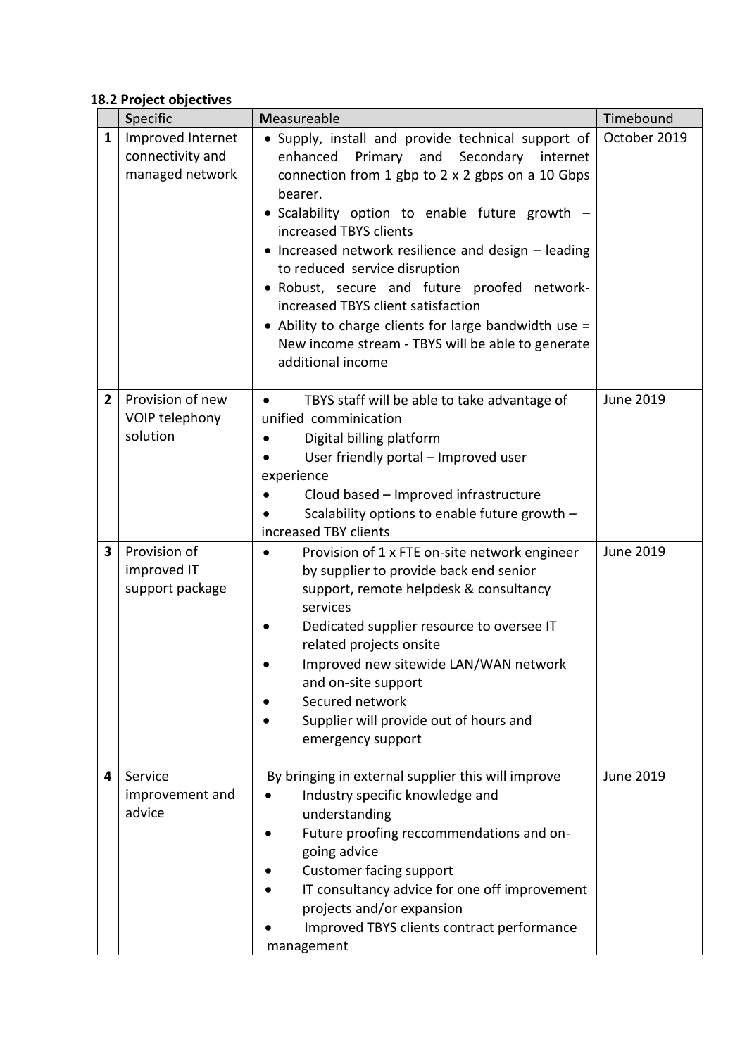**18.2 Project objectives**

| | **S**pecific | **M**easureable | **T**imebound |
|---|---|---|---|
| **1** | Improved Internet connectivity and managed network | • Supply, install and provide technical support of enhanced Primary and Secondary internet connection from 1 gbp to 2 x 2 gbps on a 10 Gbps bearer.<br>• Scalability option to enable future growth – increased TBYS clients<br>• Increased network resilience and design – leading to reduced service disruption<br>• Robust, secure and future proofed network- increased TBYS client satisfaction<br>• Ability to charge clients for large bandwidth use = New income stream - TBYS will be able to generate additional income | October 2019 |
| **2** | Provision of new VOIP telephony solution | • TBYS staff will be able to take advantage of unified comminication<br>• Digital billing platform<br>• User friendly portal – Improved user experience<br>• Cloud based – Improved infrastructure<br>• Scalability options to enable future growth – increased TBY clients | June 2019 |
| **3** | Provision of improved IT support package | • Provision of 1 x FTE on-site network engineer by supplier to provide back end senior support, remote helpdesk & consultancy services<br>• Dedicated supplier resource to oversee IT related projects onsite<br>• Improved new sitewide LAN/WAN network and on-site support<br>• Secured network<br>• Supplier will provide out of hours and emergency support | June 2019 |
| **4** | Service improvement and advice | By bringing in external supplier this will improve<br>• Industry specific knowledge and understanding<br>• Future proofing reccommendations and on-going advice<br>• Customer facing support<br>• IT consultancy advice for one off improvement projects and/or expansion<br>• Improved TBYS clients contract performance management | June 2019 |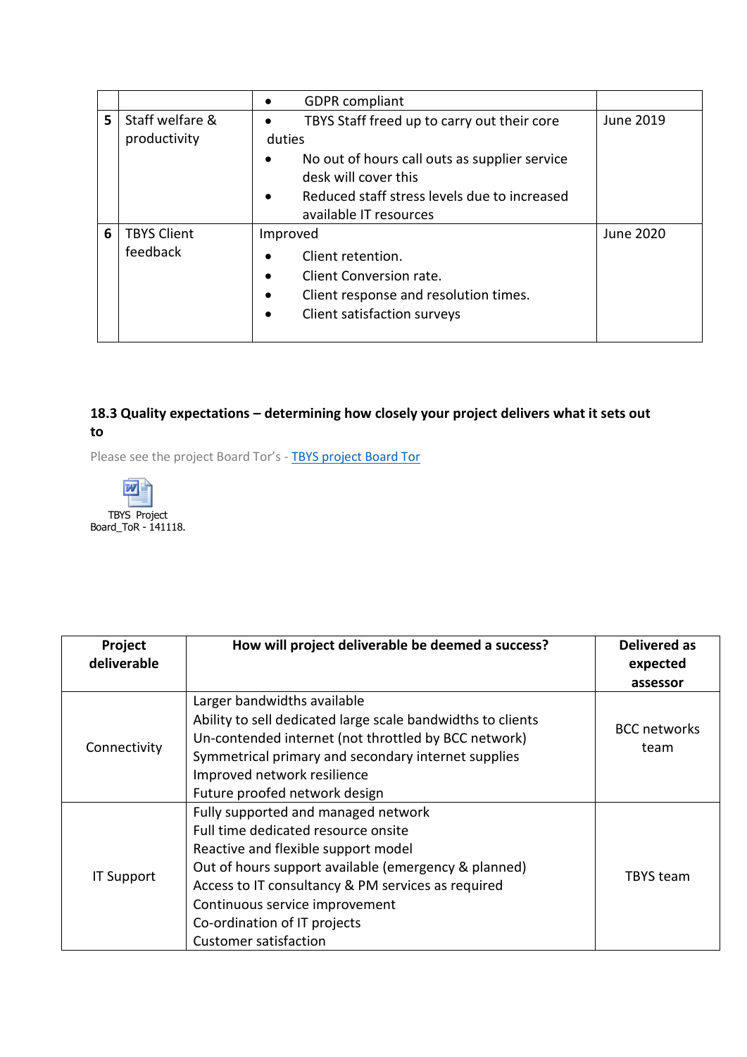| | | | |
|---|---|---|---|
| | | • GDPR compliant | |
| 5 | Staff welfare & productivity | • TBYS Staff freed up to carry out their core duties<br>• No out of hours call outs as supplier service desk will cover this<br>• Reduced staff stress levels due to increased available IT resources | June 2019 |
| 6 | TBYS Client feedback | Improved<br>• Client retention.<br>• Client Conversion rate.<br>• Client response and resolution times.<br>• Client satisfaction surveys | June 2020 |

### 18.3 Quality expectations – determining how closely your project delivers what it sets out to

Please see the project Board Tor's - [TBYS project Board Tor]()

TBYS Project Board_ToR - 141118.

| Project deliverable | How will project deliverable be deemed a success? | Delivered as expected assessor |
|---|---|---|
| Connectivity | Larger bandwidths available<br>Ability to sell dedicated large scale bandwidths to clients<br>Un-contended internet (not throttled by BCC network)<br>Symmetrical primary and secondary internet supplies<br>Improved network resilience<br>Future proofed network design | BCC networks team |
| IT Support | Fully supported and managed network<br>Full time dedicated resource onsite<br>Reactive and flexible support model<br>Out of hours support available (emergency & planned)<br>Access to IT consultancy & PM services as required<br>Continuous service improvement<br>Co-ordination of IT projects<br>Customer satisfaction | TBYS team |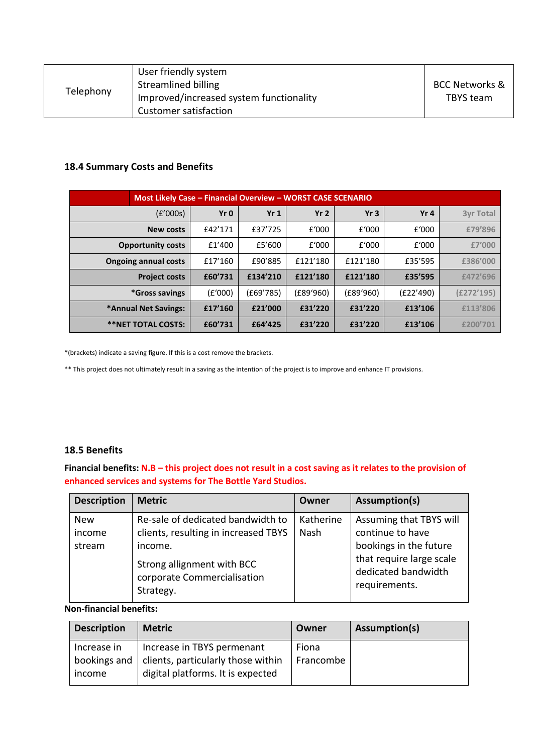| Telephony | User friendly system<br>Streamlined billing<br>Improved/increased system functionality<br>Customer satisfaction | BCC Networks & TBYS team |
|---|---|---|

### 18.4 Summary Costs and Benefits

| Most Likely Case – Financial Overview – WORST CASE SCENARIO | | | | | | |
|---|---|---|---|---|---|---|
| (£'000s) | **Yr 0** | **Yr 1** | **Yr 2** | **Yr 3** | **Yr 4** | **3yr Total** |
| **New costs** | £42'171 | £37'725 | £'000 | £'000 | £'000 | **£79'896** |
| **Opportunity costs** | £1'400 | £5'600 | £'000 | £'000 | £'000 | **£7'000** |
| **Ongoing annual costs** | £17'160 | £90'885 | £121'180 | £121'180 | £35'595 | **£386'000** |
| **Project costs** | **£60'731** | **£134'210** | **£121'180** | **£121'180** | **£35'595** | **£472'696** |
| ***Gross savings** | (£'000) | (£69'785) | (£89'960) | (£89'960) | (£22'490) | **(£272'195)** |
| ***Annual Net Savings:** | **£17'160** | **£21'000** | **£31'220** | **£31'220** | **£13'106** | **£113'806** |
| ****NET TOTAL COSTS:** | **£60'731** | **£64'425** | **£31'220** | **£31'220** | **£13'106** | **£200'701** |

*(brackets) indicate a saving figure. If this is a cost remove the brackets.

** This project does not ultimately result in a saving as the intention of the project is to improve and enhance IT provisions.

### 18.5 Benefits

**Financial benefits: N.B – this project does not result in a cost saving as it relates to the provision of enhanced services and systems for The Bottle Yard Studios.**

| Description | Metric | Owner | Assumption(s) |
|---|---|---|---|
| New income stream | Re-sale of dedicated bandwidth to clients, resulting in increased TBYS income.<br><br>Strong allignment with BCC corporate Commercialisation Strategy. | Katherine Nash | Assuming that TBYS will continue to have bookings in the future that require large scale dedicated bandwidth requirements. |

**Non-financial benefits:**

| Description | Metric | Owner | Assumption(s) |
|---|---|---|---|
| Increase in bookings and income | Increase in TBYS permenant clients, particularly those within digital platforms. It is expected | Fiona Francombe | |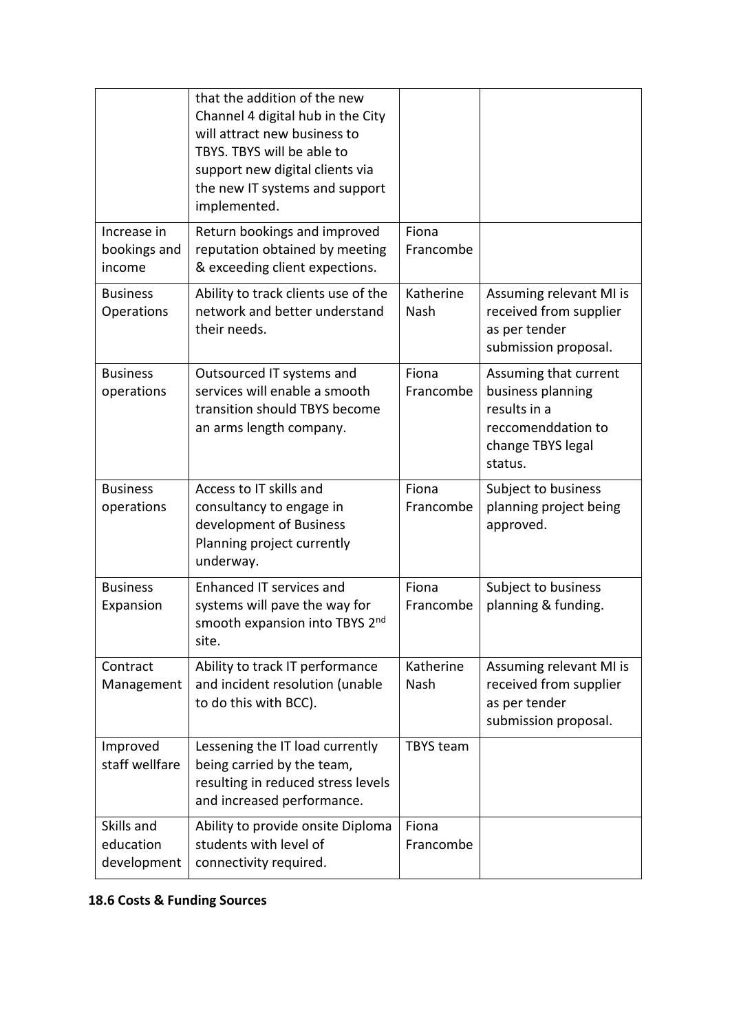| | | | |
|---|---|---|---|
| | that the addition of the new Channel 4 digital hub in the City will attract new business to TBYS. TBYS will be able to support new digital clients via the new IT systems and support implemented. | | |
| Increase in bookings and income | Return bookings and improved reputation obtained by meeting & exceeding client expections. | Fiona Francombe | |
| Business Operations | Ability to track clients use of the network and better understand their needs. | Katherine Nash | Assuming relevant MI is received from supplier as per tender submission proposal. |
| Business operations | Outsourced IT systems and services will enable a smooth transition should TBYS become an arms length company. | Fiona Francombe | Assuming that current business planning results in a reccomenddation to change TBYS legal status. |
| Business operations | Access to IT skills and consultancy to engage in development of Business Planning project currently underway. | Fiona Francombe | Subject to business planning project being approved. |
| Business Expansion | Enhanced IT services and systems will pave the way for smooth expansion into TBYS 2nd site. | Fiona Francombe | Subject to business planning & funding. |
| Contract Management | Ability to track IT performance and incident resolution (unable to do this with BCC). | Katherine Nash | Assuming relevant MI is received from supplier as per tender submission proposal. |
| Improved staff wellfare | Lessening the IT load currently being carried by the team, resulting in reduced stress levels and increased performance. | TBYS team | |
| Skills and education development | Ability to provide onsite Diploma students with level of connectivity required. | Fiona Francombe | |

**18.6 Costs & Funding Sources**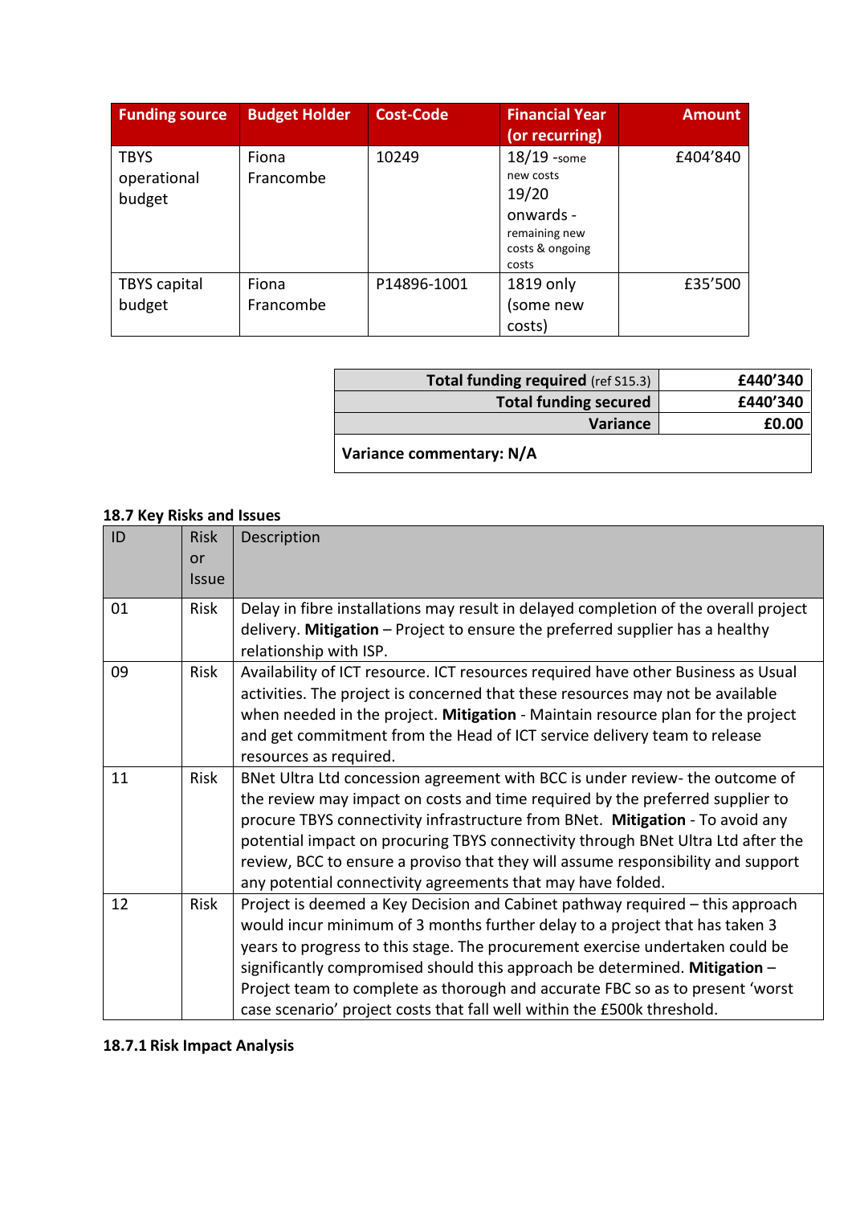| Funding source | Budget Holder | Cost-Code | Financial Year (or recurring) | Amount |
|---|---|---|---|---|
| TBYS operational budget | Fiona Francombe | 10249 | 18/19 -some new costs 19/20 onwards - remaining new costs & ongoing costs | £404'840 |
| TBYS capital budget | Fiona Francombe | P14896-1001 | 1819 only (some new costs) | £35'500 |

| | |
|---|---|
| **Total funding required** (ref S15.3) | **£440'340** |
| **Total funding secured** | **£440'340** |
| **Variance** | **£0.00** |
| **Variance commentary: N/A** | |

### 18.7 Key Risks and Issues

| ID | Risk or Issue | Description |
|---|---|---|
| 01 | Risk | Delay in fibre installations may result in delayed completion of the overall project delivery. **Mitigation** – Project to ensure the preferred supplier has a healthy relationship with ISP. |
| 09 | Risk | Availability of ICT resource. ICT resources required have other Business as Usual activities. The project is concerned that these resources may not be available when needed in the project. **Mitigation** - Maintain resource plan for the project and get commitment from the Head of ICT service delivery team to release resources as required. |
| 11 | Risk | BNet Ultra Ltd concession agreement with BCC is under review- the outcome of the review may impact on costs and time required by the preferred supplier to procure TBYS connectivity infrastructure from BNet. **Mitigation** - To avoid any potential impact on procuring TBYS connectivity through BNet Ultra Ltd after the review, BCC to ensure a proviso that they will assume responsibility and support any potential connectivity agreements that may have folded. |
| 12 | Risk | Project is deemed a Key Decision and Cabinet pathway required – this approach would incur minimum of 3 months further delay to a project that has taken 3 years to progress to this stage. The procurement exercise undertaken could be significantly compromised should this approach be determined. **Mitigation** – Project team to complete as thorough and accurate FBC so as to present 'worst case scenario' project costs that fall well within the £500k threshold. |

#### 18.7.1 Risk Impact Analysis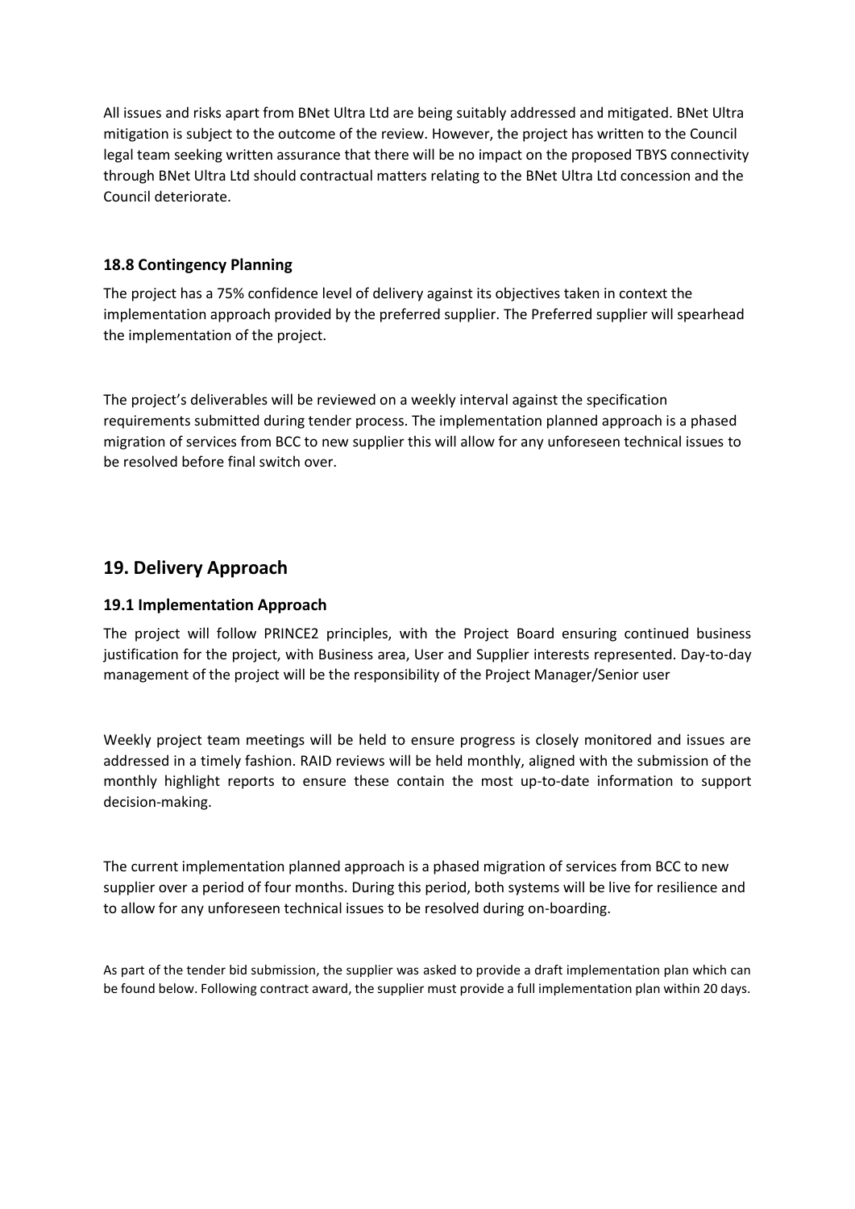All issues and risks apart from BNet Ultra Ltd are being suitably addressed and mitigated. BNet Ultra mitigation is subject to the outcome of the review. However, the project has written to the Council legal team seeking written assurance that there will be no impact on the proposed TBYS connectivity through BNet Ultra Ltd should contractual matters relating to the BNet Ultra Ltd concession and the Council deteriorate.

### 18.8 Contingency Planning

The project has a 75% confidence level of delivery against its objectives taken in context the implementation approach provided by the preferred supplier. The Preferred supplier will spearhead the implementation of the project.

The project's deliverables will be reviewed on a weekly interval against the specification requirements submitted during tender process. The implementation planned approach is a phased migration of services from BCC to new supplier this will allow for any unforeseen technical issues to be resolved before final switch over.

## 19. Delivery Approach

### 19.1 Implementation Approach

The project will follow PRINCE2 principles, with the Project Board ensuring continued business justification for the project, with Business area, User and Supplier interests represented. Day-to-day management of the project will be the responsibility of the Project Manager/Senior user

Weekly project team meetings will be held to ensure progress is closely monitored and issues are addressed in a timely fashion. RAID reviews will be held monthly, aligned with the submission of the monthly highlight reports to ensure these contain the most up-to-date information to support decision-making.

The current implementation planned approach is a phased migration of services from BCC to new supplier over a period of four months. During this period, both systems will be live for resilience and to allow for any unforeseen technical issues to be resolved during on-boarding.

As part of the tender bid submission, the supplier was asked to provide a draft implementation plan which can be found below. Following contract award, the supplier must provide a full implementation plan within 20 days.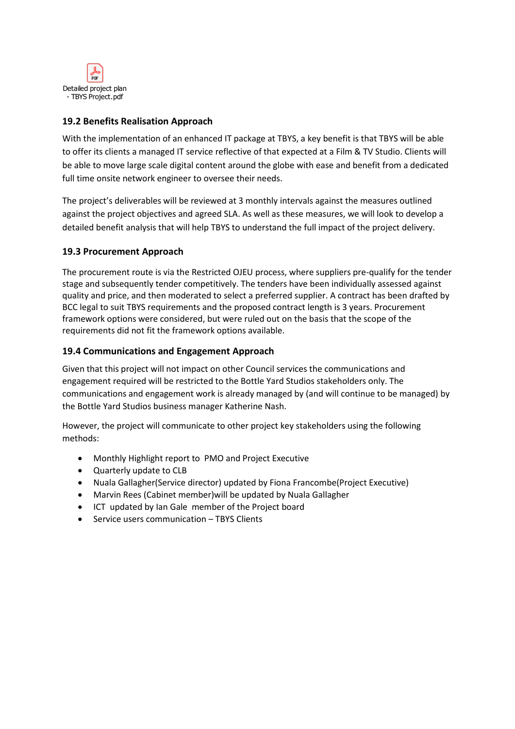Detailed project plan - TBYS Project.pdf

### 19.2 Benefits Realisation Approach

With the implementation of an enhanced IT package at TBYS, a key benefit is that TBYS will be able to offer its clients a managed IT service reflective of that expected at a Film & TV Studio. Clients will be able to move large scale digital content around the globe with ease and benefit from a dedicated full time onsite network engineer to oversee their needs.

The project's deliverables will be reviewed at 3 monthly intervals against the measures outlined against the project objectives and agreed SLA. As well as these measures, we will look to develop a detailed benefit analysis that will help TBYS to understand the full impact of the project delivery.

### 19.3 Procurement Approach

The procurement route is via the Restricted OJEU process, where suppliers pre-qualify for the tender stage and subsequently tender competitively. The tenders have been individually assessed against quality and price, and then moderated to select a preferred supplier. A contract has been drafted by BCC legal to suit TBYS requirements and the proposed contract length is 3 years. Procurement framework options were considered, but were ruled out on the basis that the scope of the requirements did not fit the framework options available.

### 19.4 Communications and Engagement Approach

Given that this project will not impact on other Council services the communications and engagement required will be restricted to the Bottle Yard Studios stakeholders only. The communications and engagement work is already managed by (and will continue to be managed) by the Bottle Yard Studios business manager Katherine Nash.

However, the project will communicate to other project key stakeholders using the following methods:

- Monthly Highlight report to PMO and Project Executive
- Quarterly update to CLB
- Nuala Gallagher(Service director) updated by Fiona Francombe(Project Executive)
- Marvin Rees (Cabinet member)will be updated by Nuala Gallagher
- ICT updated by Ian Gale member of the Project board
- Service users communication – TBYS Clients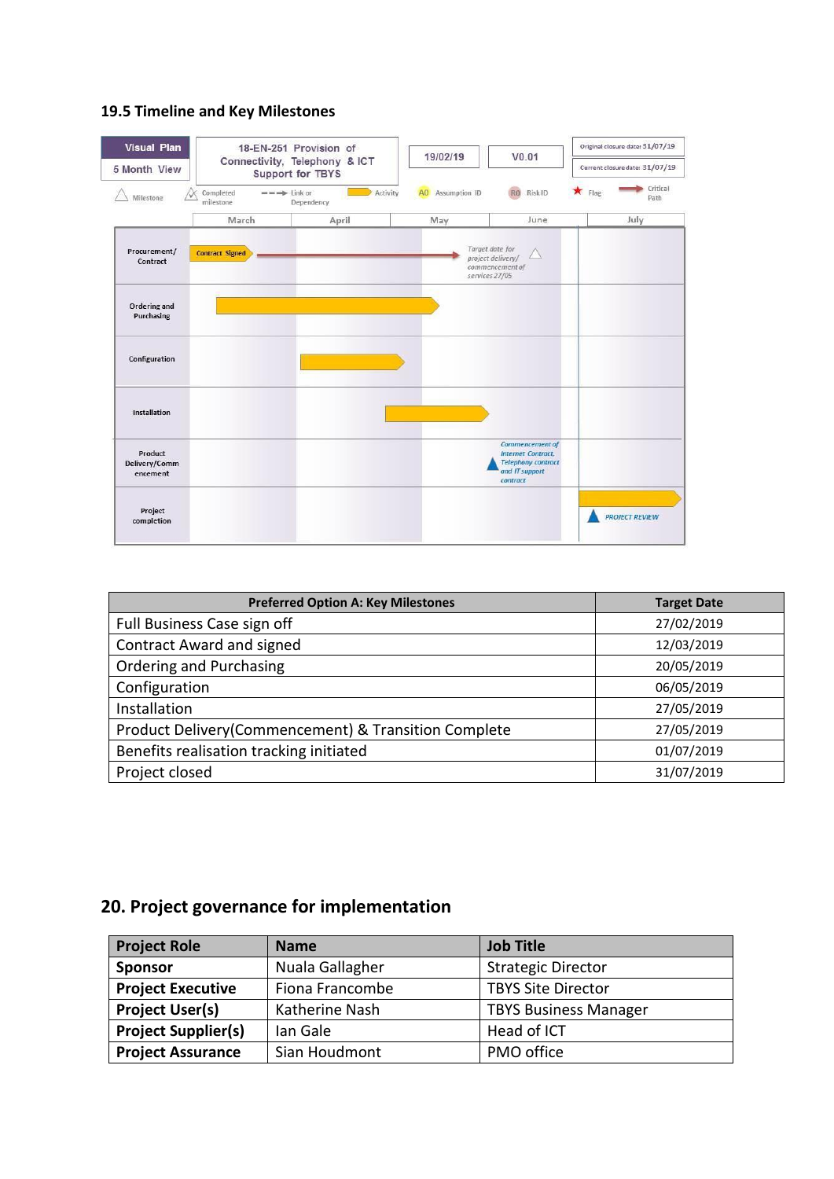### 19.5 Timeline and Key Milestones

**Visual Plan** | 5 Month View

18-EN-251 Provision of Connectivity, Telephony & ICT Support for TBYS

19/02/19 | V0.01

Original closure date: 31/07/19
Current closure date: 31/07/19

Legend: Milestone | Completed milestone | Link or Dependency | Activity | A0 Assumption ID | R0 Risk ID | Flag | Critical Path

| | March | April | May | June | July |
|---|---|---|---|---|---|
| Procurement/ Contract | Contract Signed | | *Target date for project delivery/ commencement of services 27/05* | | |
| Ordering and Purchasing | | | | | |
| Configuration | | | | | |
| Installation | | | | | |
| Product Delivery/Commencement | | | | *Commencement of Internet Contract, Telephony contract and IT support contract* | |
| Project completion | | | | | PROJECT REVIEW |

| Preferred Option A: Key Milestones | Target Date |
|---|---|
| Full Business Case sign off | 27/02/2019 |
| Contract Award and signed | 12/03/2019 |
| Ordering and Purchasing | 20/05/2019 |
| Configuration | 06/05/2019 |
| Installation | 27/05/2019 |
| Product Delivery(Commencement) & Transition Complete | 27/05/2019 |
| Benefits realisation tracking initiated | 01/07/2019 |
| Project closed | 31/07/2019 |

## 20. Project governance for implementation

| Project Role | Name | Job Title |
|---|---|---|
| **Sponsor** | Nuala Gallagher | Strategic Director |
| **Project Executive** | Fiona Francombe | TBYS Site Director |
| **Project User(s)** | Katherine Nash | TBYS Business Manager |
| **Project Supplier(s)** | Ian Gale | Head of ICT |
| **Project Assurance** | Sian Houdmont | PMO office |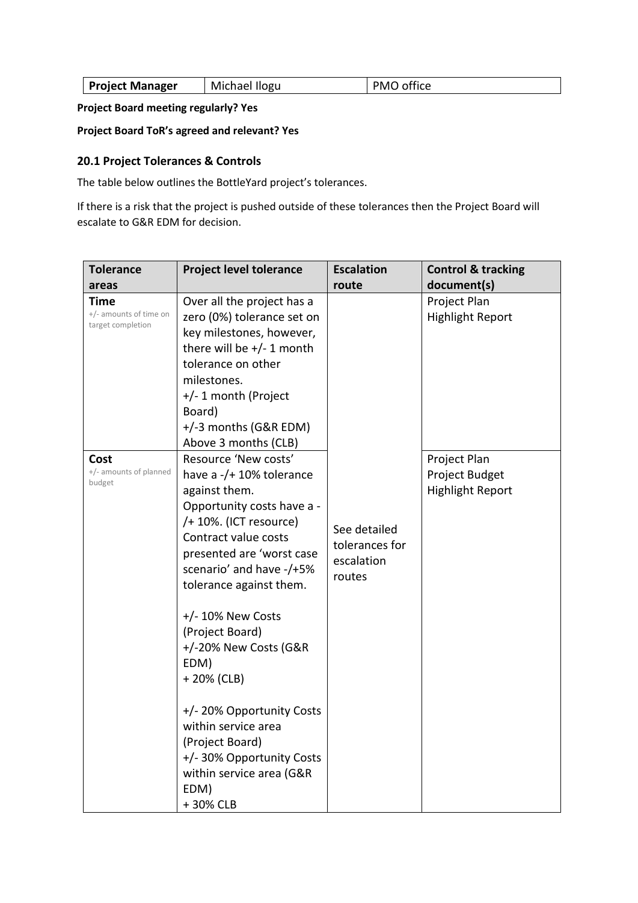| Project Manager | Michael Ilogu | PMO office |
|---|---|---|

**Project Board meeting regularly? Yes**

**Project Board ToR's agreed and relevant? Yes**

### 20.1 Project Tolerances & Controls

The table below outlines the BottleYard project's tolerances.

If there is a risk that the project is pushed outside of these tolerances then the Project Board will escalate to G&R EDM for decision.

| Tolerance areas | Project level tolerance | Escalation route | Control & tracking document(s) |
|---|---|---|---|
| **Time**<br>+/- amounts of time on target completion | Over all the project has a zero (0%) tolerance set on key milestones, however, there will be +/- 1 month tolerance on other milestones.<br>+/- 1 month (Project Board)<br>+/-3 months (G&R EDM)<br>Above 3 months (CLB) | See detailed tolerances for escalation routes | Project Plan<br>Highlight Report |
| **Cost**<br>+/- amounts of planned budget | Resource 'New costs' have a -/+ 10% tolerance against them.<br>Opportunity costs have a -/+ 10%. (ICT resource)<br>Contract value costs presented are 'worst case scenario' and have -/+5% tolerance against them.<br><br>+/- 10% New Costs (Project Board)<br>+/-20% New Costs (G&R EDM)<br>+ 20% (CLB)<br><br>+/- 20% Opportunity Costs within service area (Project Board)<br>+/- 30% Opportunity Costs within service area (G&R EDM)<br>+ 30% CLB | | Project Plan<br>Project Budget<br>Highlight Report |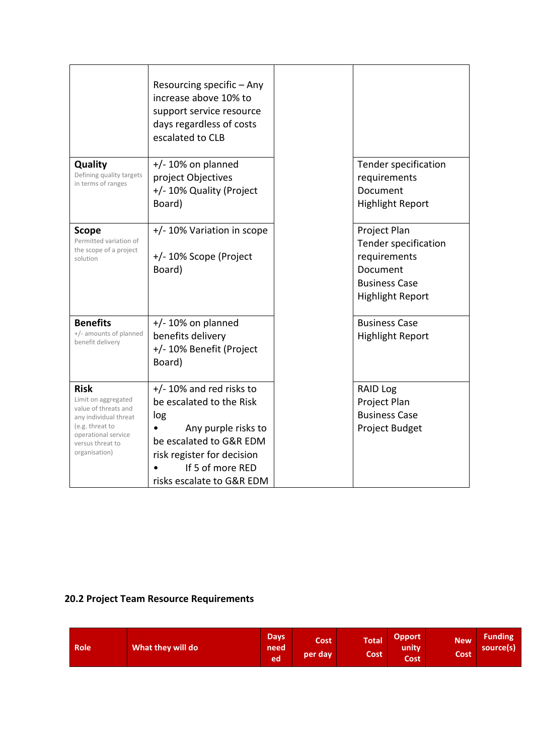| | | | |
|---|---|---|---|
| | Resourcing specific – Any increase above 10% to support service resource days regardless of costs escalated to CLB | | |
| **Quality**<br>Defining quality targets in terms of ranges | +/- 10% on planned project Objectives<br>+/- 10% Quality (Project Board) | | Tender specification requirements Document<br>Highlight Report |
| **Scope**<br>Permitted variation of the scope of a project solution | +/- 10% Variation in scope<br><br>+/- 10% Scope (Project Board) | | Project Plan<br>Tender specification requirements Document<br>Business Case<br>Highlight Report |
| **Benefits**<br>+/- amounts of planned benefit delivery | +/- 10% on planned benefits delivery<br>+/- 10% Benefit (Project Board) | | Business Case<br>Highlight Report |
| **Risk**<br>Limit on aggregated value of threats and any individual threat (e.g. threat to operational service versus threat to organisation) | +/- 10% and red risks to be escalated to the Risk log<br>• Any purple risks to be escalated to G&R EDM risk register for decision<br>• If 5 of more RED risks escalate to G&R EDM | | RAID Log<br>Project Plan<br>Business Case<br>Project Budget |

## 20.2 Project Team Resource Requirements

| Role | What they will do | Days needed | Cost per day | Total Cost | Opportunity Cost | New Cost | Funding source(s) |
|---|---|---|---|---|---|---|---|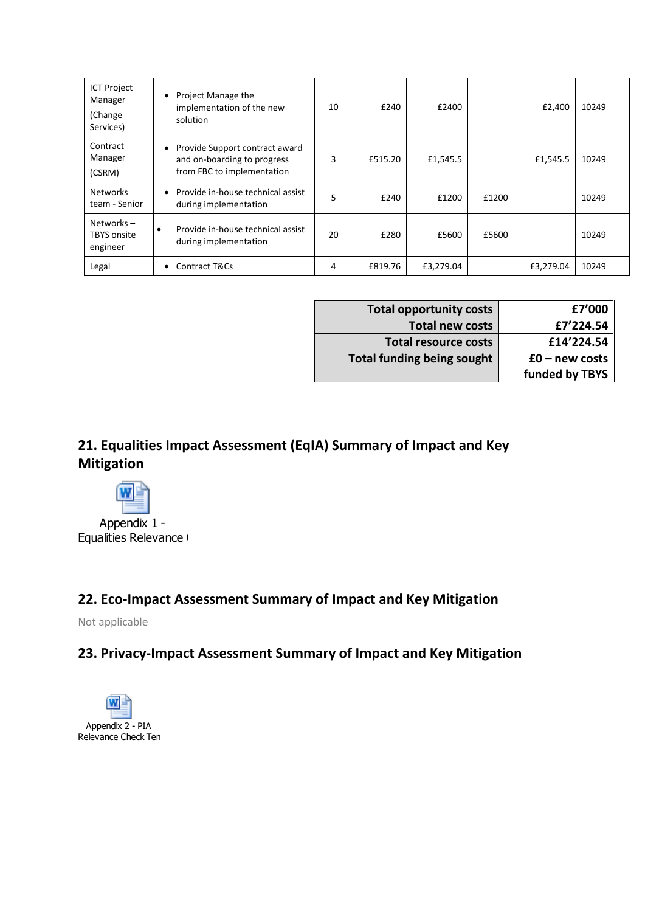| | | | | | | | |
|---|---|---|---|---|---|---|---|
| ICT Project Manager (Change Services) | • Project Manage the implementation of the new solution | 10 | £240 | £2400 | | £2,400 | 10249 |
| Contract Manager (CSRM) | • Provide Support contract award and on-boarding to progress from FBC to implementation | 3 | £515.20 | £1,545.5 | | £1,545.5 | 10249 |
| Networks team - Senior | • Provide in-house technical assist during implementation | 5 | £240 | £1200 | £1200 | | 10249 |
| Networks – TBYS onsite engineer | • Provide in-house technical assist during implementation | 20 | £280 | £5600 | £5600 | | 10249 |
| Legal | • Contract T&Cs | 4 | £819.76 | £3,279.04 | | £3,279.04 | 10249 |

| | |
|---|---|
| **Total opportunity costs** | **£7'000** |
| **Total new costs** | **£7'224.54** |
| **Total resource costs** | **£14'224.54** |
| **Total funding being sought** | **£0 – new costs funded by TBYS** |

## 21. Equalities Impact Assessment (EqIA) Summary of Impact and Key Mitigation

Appendix 1 - Equalities Relevance (

## 22. Eco-Impact Assessment Summary of Impact and Key Mitigation

Not applicable

## 23. Privacy-Impact Assessment Summary of Impact and Key Mitigation

Appendix 2 - PIA Relevance Check Ten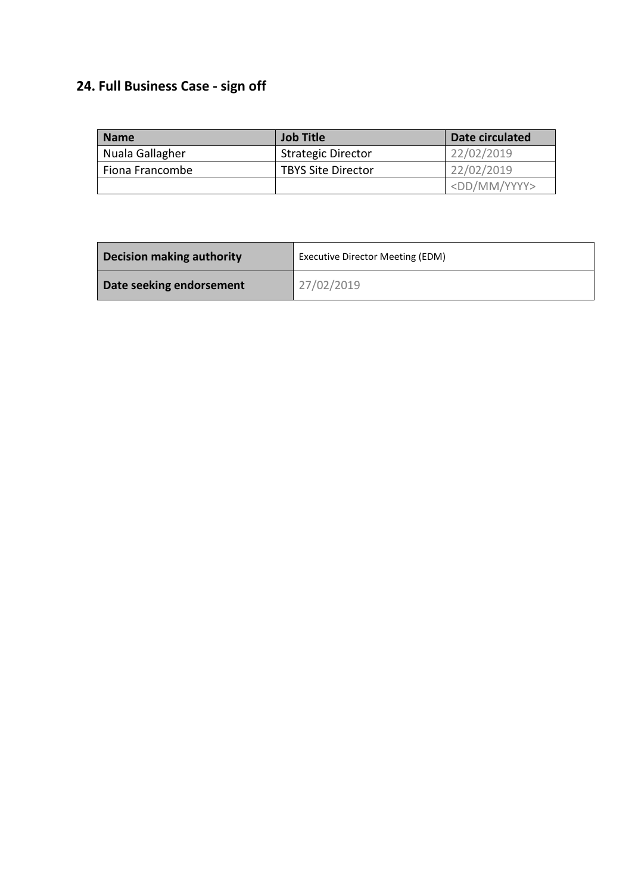## 24. Full Business Case - sign off

| Name | Job Title | Date circulated |
|---|---|---|
| Nuala Gallagher | Strategic Director | 22/02/2019 |
| Fiona Francombe | TBYS Site Director | 22/02/2019 |
| | | <DD/MM/YYYY> |

| **Decision making authority** | Executive Director Meeting (EDM) |
|---|---|
| **Date seeking endorsement** | 27/02/2019 |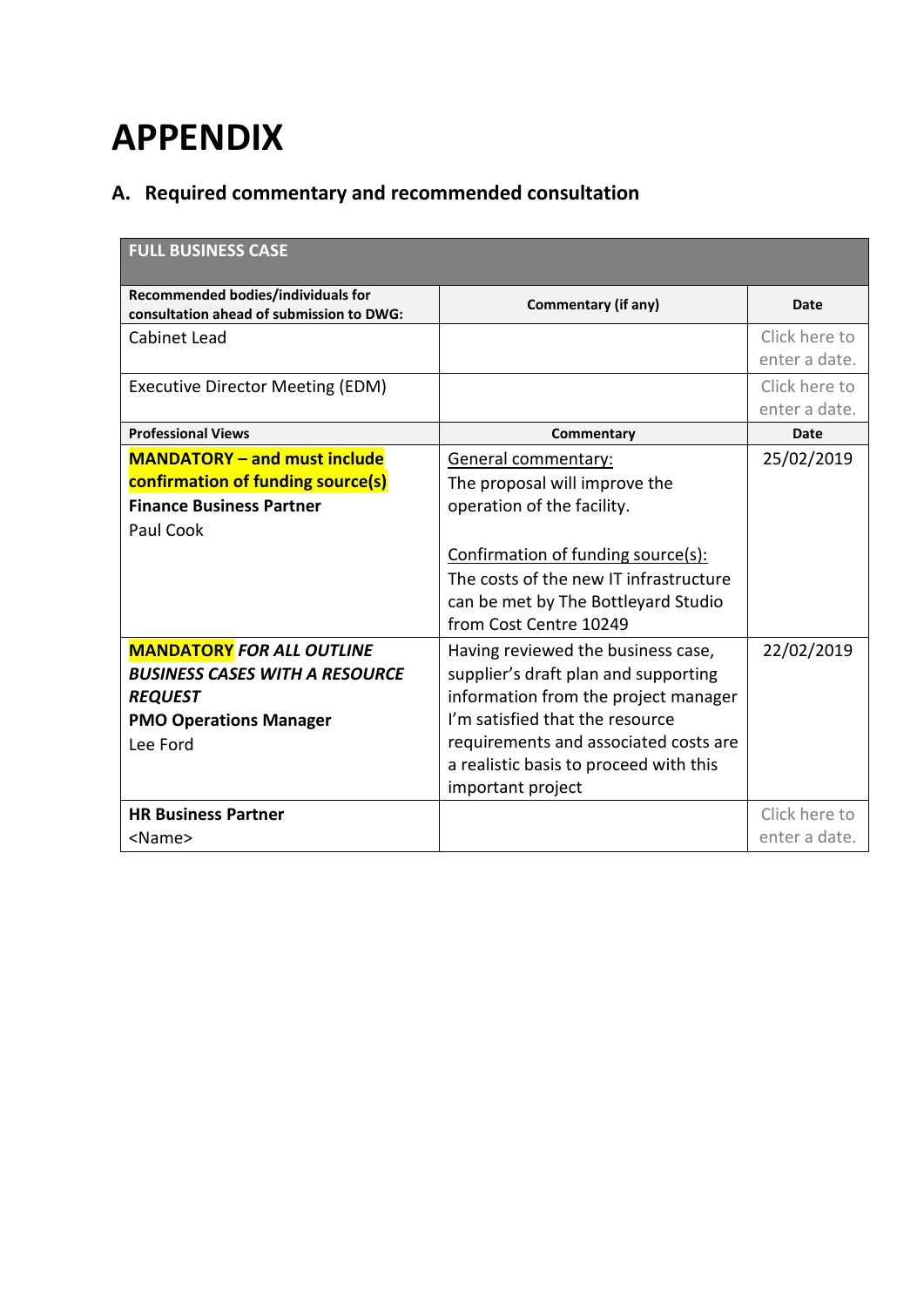# APPENDIX

## A. Required commentary and recommended consultation

| FULL BUSINESS CASE | | |
|---|---|---|
| **Recommended bodies/individuals for consultation ahead of submission to DWG:** | **Commentary (if any)** | **Date** |
| Cabinet Lead | | Click here to enter a date. |
| Executive Director Meeting (EDM) | | Click here to enter a date. |
| **Professional Views** | **Commentary** | **Date** |
| **MANDATORY – and must include confirmation of funding source(s)**<br>**Finance Business Partner**<br>Paul Cook | General commentary:<br>The proposal will improve the operation of the facility.<br><br>Confirmation of funding source(s):<br>The costs of the new IT infrastructure can be met by The Bottleyard Studio from Cost Centre 10249 | 25/02/2019 |
| **MANDATORY** ***FOR ALL OUTLINE BUSINESS CASES WITH A RESOURCE REQUEST***<br>**PMO Operations Manager**<br>Lee Ford | Having reviewed the business case, supplier's draft plan and supporting information from the project manager I'm satisfied that the resource requirements and associated costs are a realistic basis to proceed with this important project | 22/02/2019 |
| **HR Business Partner**<br><Name> | | Click here to enter a date. |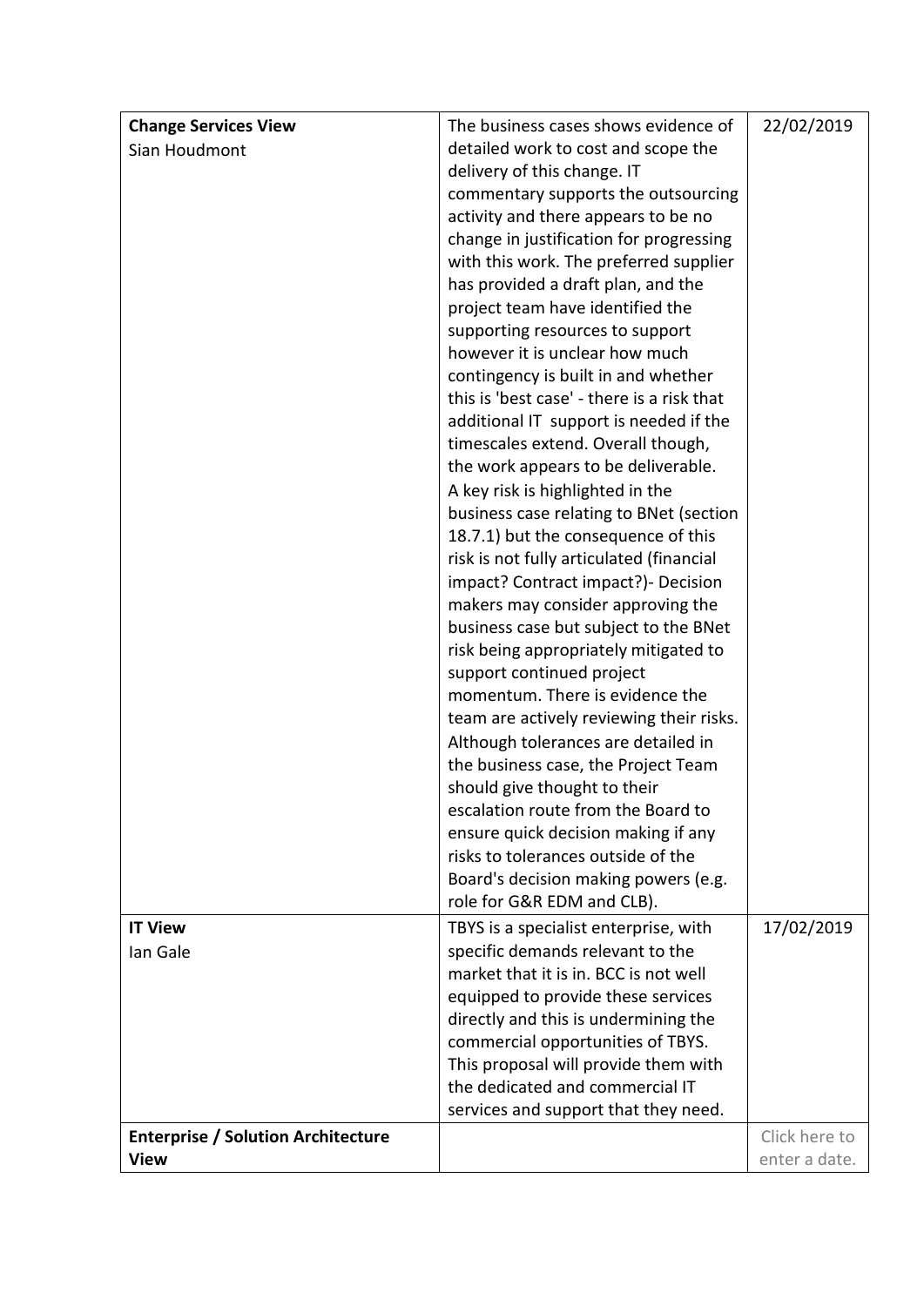| **Change Services View**<br>Sian Houdmont | The business cases shows evidence of detailed work to cost and scope the delivery of this change. IT commentary supports the outsourcing activity and there appears to be no change in justification for progressing with this work. The preferred supplier has provided a draft plan, and the project team have identified the supporting resources to support however it is unclear how much contingency is built in and whether this is 'best case' - there is a risk that additional IT support is needed if the timescales extend. Overall though, the work appears to be deliverable. A key risk is highlighted in the business case relating to BNet (section 18.7.1) but the consequence of this risk is not fully articulated (financial impact? Contract impact?)- Decision makers may consider approving the business case but subject to the BNet risk being appropriately mitigated to support continued project momentum. There is evidence the team are actively reviewing their risks. Although tolerances are detailed in the business case, the Project Team should give thought to their escalation route from the Board to ensure quick decision making if any risks to tolerances outside of the Board's decision making powers (e.g. role for G&R EDM and CLB). | 22/02/2019 |
|---|---|---|
| **IT View**<br>Ian Gale | TBYS is a specialist enterprise, with specific demands relevant to the market that it is in. BCC is not well equipped to provide these services directly and this is undermining the commercial opportunities of TBYS. This proposal will provide them with the dedicated and commercial IT services and support that they need. | 17/02/2019 |
| **Enterprise / Solution Architecture View** | | Click here to enter a date. |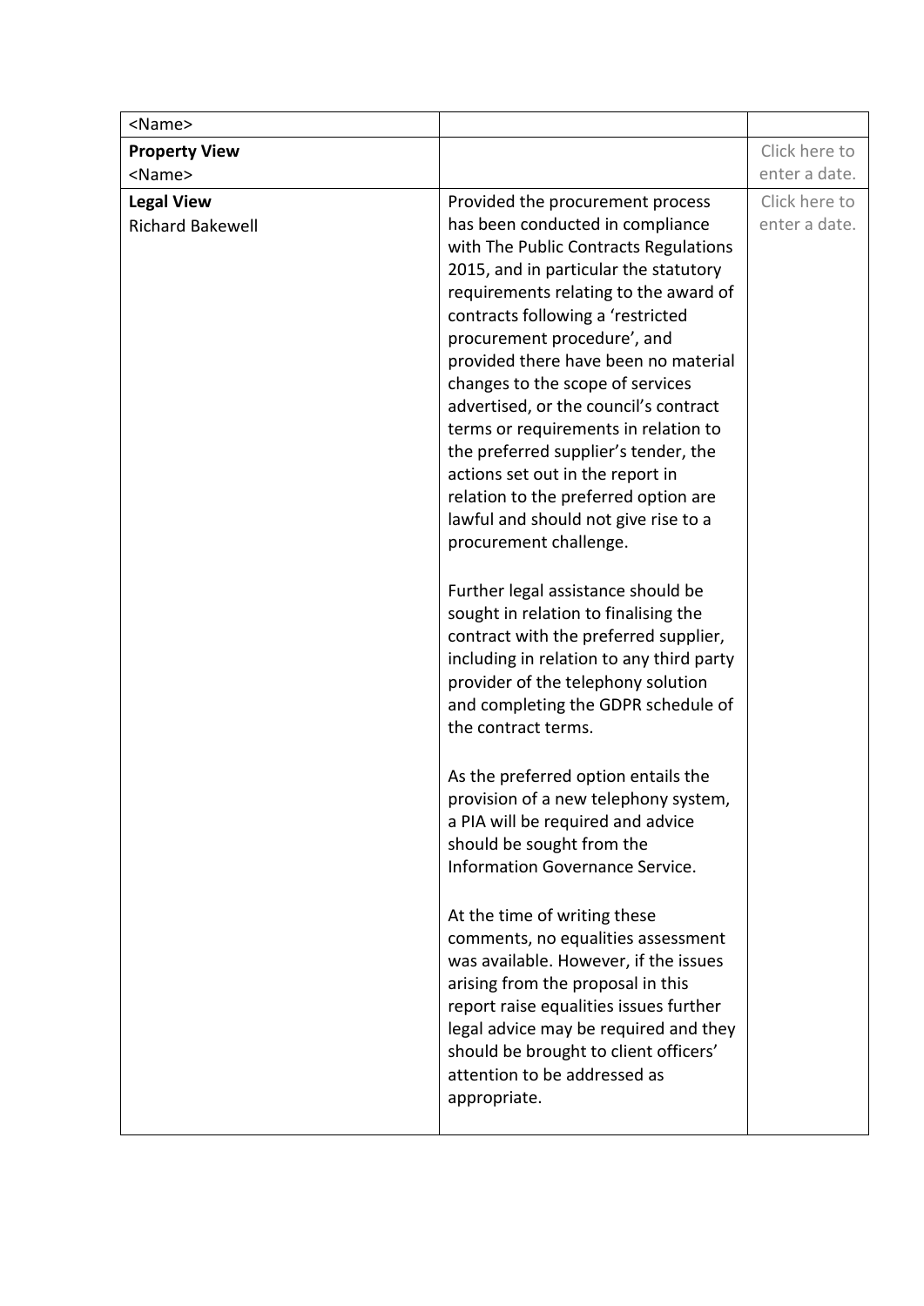| | | |
|---|---|---|
| <Name> | | |
| **Property View**<br><Name> | | Click here to enter a date. |
| **Legal View**<br>Richard Bakewell | Provided the procurement process has been conducted in compliance with The Public Contracts Regulations 2015, and in particular the statutory requirements relating to the award of contracts following a 'restricted procurement procedure', and provided there have been no material changes to the scope of services advertised, or the council's contract terms or requirements in relation to the preferred supplier's tender, the actions set out in the report in relation to the preferred option are lawful and should not give rise to a procurement challenge.<br><br>Further legal assistance should be sought in relation to finalising the contract with the preferred supplier, including in relation to any third party provider of the telephony solution and completing the GDPR schedule of the contract terms.<br><br>As the preferred option entails the provision of a new telephony system, a PIA will be required and advice should be sought from the Information Governance Service.<br><br>At the time of writing these comments, no equalities assessment was available. However, if the issues arising from the proposal in this report raise equalities issues further legal advice may be required and they should be brought to client officers' attention to be addressed as appropriate. | Click here to enter a date. |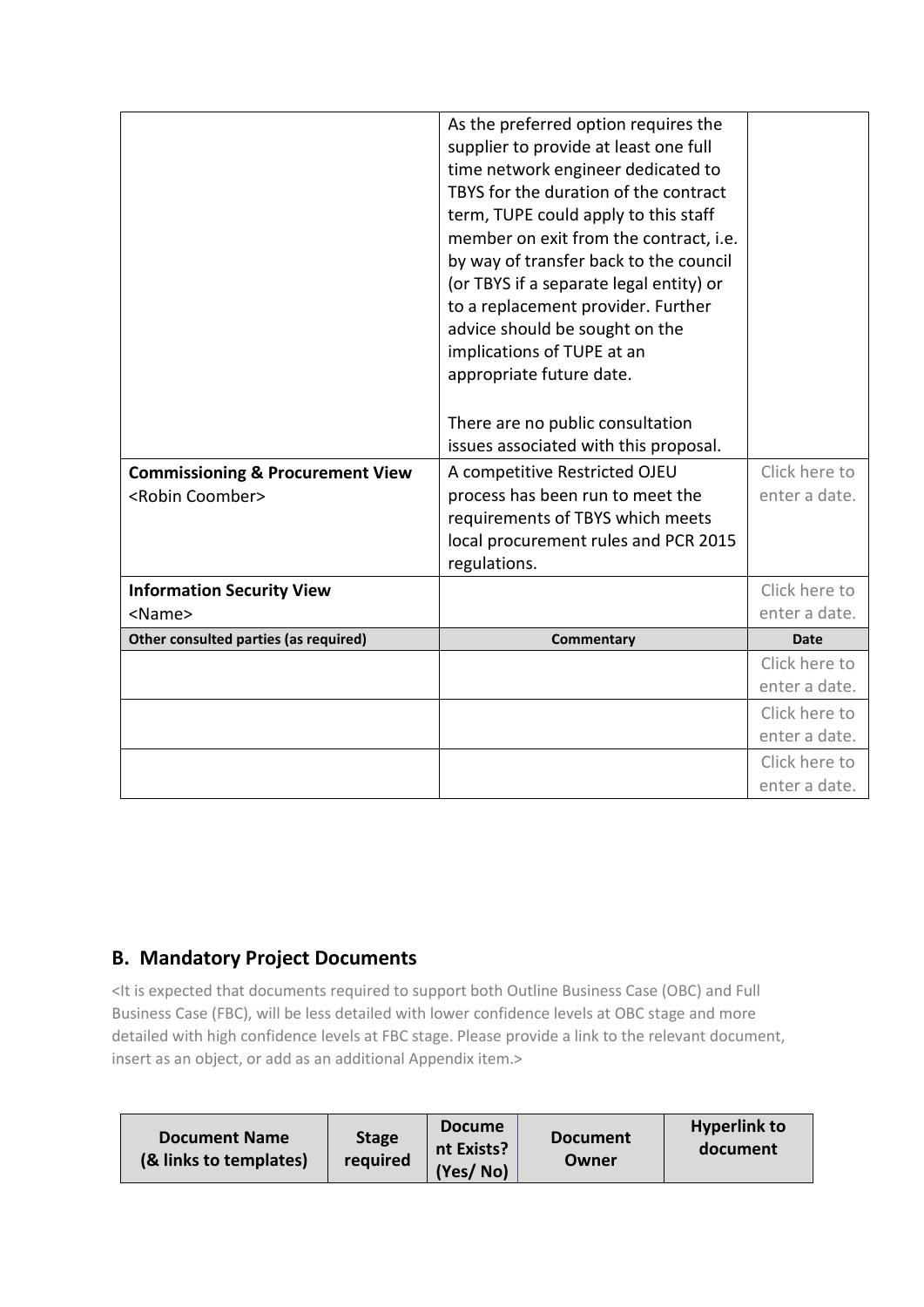| | | |
|---|---|---|
| | As the preferred option requires the supplier to provide at least one full time network engineer dedicated to TBYS for the duration of the contract term, TUPE could apply to this staff member on exit from the contract, i.e. by way of transfer back to the council (or TBYS if a separate legal entity) or to a replacement provider. Further advice should be sought on the implications of TUPE at an appropriate future date.<br><br>There are no public consultation issues associated with this proposal. | |
| **Commissioning & Procurement View**<br><Robin Coomber> | A competitive Restricted OJEU process has been run to meet the requirements of TBYS which meets local procurement rules and PCR 2015 regulations. | Click here to enter a date. |
| **Information Security View**<br><Name> | | Click here to enter a date. |
| **Other consulted parties (as required)** | **Commentary** | **Date** |
| | | Click here to enter a date. |
| | | Click here to enter a date. |
| | | Click here to enter a date. |

## B. Mandatory Project Documents

<It is expected that documents required to support both Outline Business Case (OBC) and Full Business Case (FBC), will be less detailed with lower confidence levels at OBC stage and more detailed with high confidence levels at FBC stage. Please provide a link to the relevant document, insert as an object, or add as an additional Appendix item.>

| Document Name (& links to templates) | Stage required | Document Exists? (Yes/ No) | Document Owner | Hyperlink to document |
|---|---|---|---|---|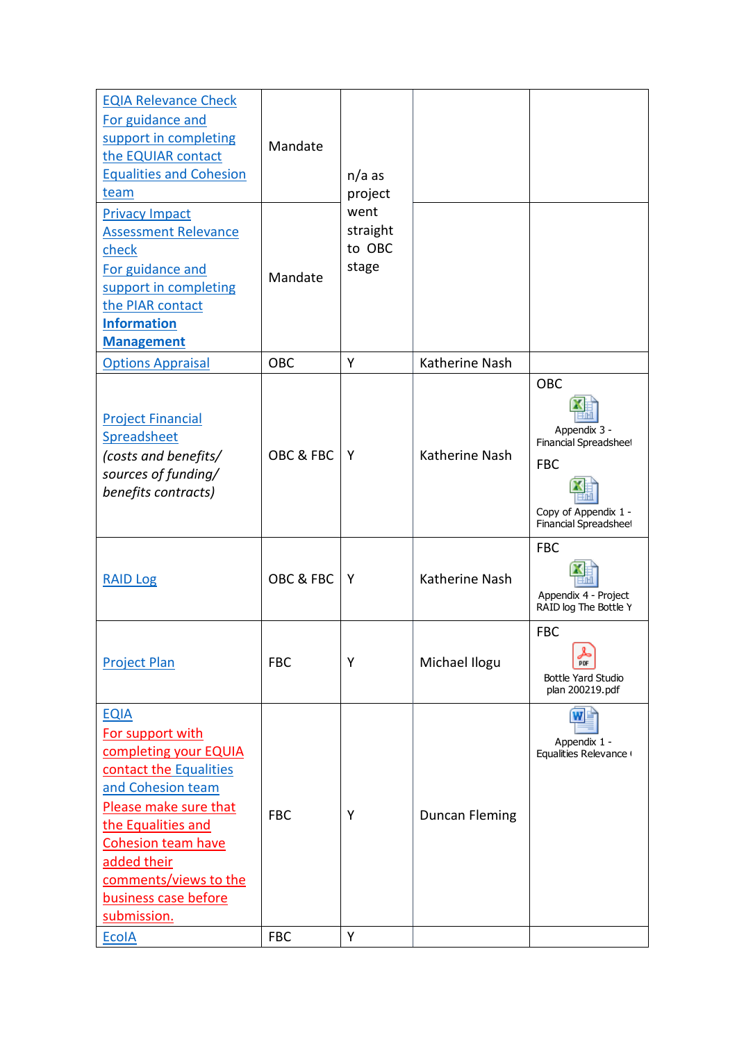| | | | | |
|---|---|---|---|---|
| EQIA Relevance Check<br>For guidance and support in completing the EQUIAR contact Equalities and Cohesion team | Mandate | n/a as project went straight to OBC stage | | |
| Privacy Impact Assessment Relevance check<br>For guidance and support in completing the PIAR contact **Information Management** | Mandate | | | |
| Options Appraisal | OBC | Y | Katherine Nash | |
| Project Financial Spreadsheet<br>*(costs and benefits/ sources of funding/ benefits contracts)* | OBC & FBC | Y | Katherine Nash | OBC<br>Appendix 3 - Financial Spreadsheet<br>FBC<br>Copy of Appendix 1 - Financial Spreadsheet |
| RAID Log | OBC & FBC | Y | Katherine Nash | FBC<br>Appendix 4 - Project RAID log The Bottle Y |
| Project Plan | FBC | Y | Michael Ilogu | FBC<br>Bottle Yard Studio plan 200219.pdf |
| EQIA<br>For support with completing your EQUIA contact the Equalities and Cohesion team<br>Please make sure that the Equalities and Cohesion team have added their comments/views to the business case before submission. | FBC | Y | Duncan Fleming | Appendix 1 - Equalities Relevance ( |
| EcoIA | FBC | Y | | |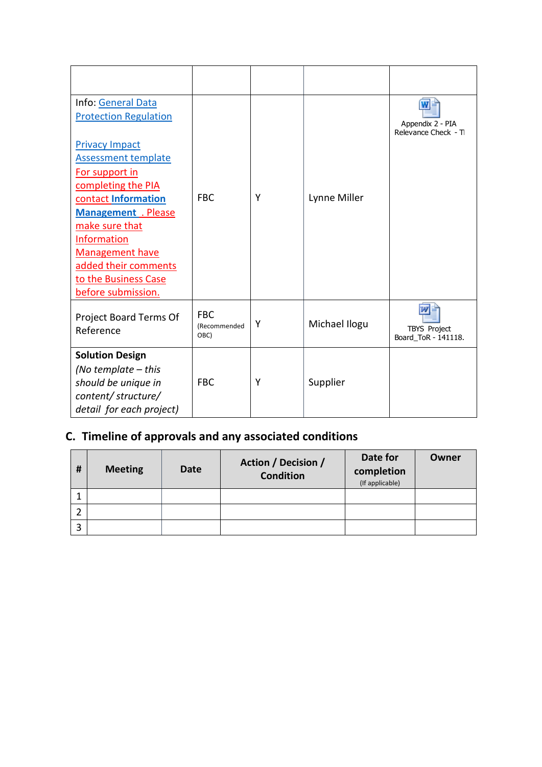| | | | | |
|---|---|---|---|---|
| | | | | |
| Info: General Data Protection Regulation<br><br>Privacy Impact Assessment template For support in completing the PIA contact **Information Management** . Please make sure that Information Management have added their comments to the Business Case before submission. | FBC | Y | Lynne Miller | Appendix 2 - PIA Relevance Check - T |
| Project Board Terms Of Reference | FBC (Recommended OBC) | Y | Michael Ilogu | TBYS Project Board_ToR - 141118. |
| **Solution Design** *(No template – this should be unique in content/ structure/ detail for each project)* | FBC | Y | Supplier | |

## C. Timeline of approvals and any associated conditions

| # | Meeting | Date | Action / Decision / Condition | Date for completion (If applicable) | Owner |
|---|---|---|---|---|---|
| 1 | | | | | |
| 2 | | | | | |
| 3 | | | | | |